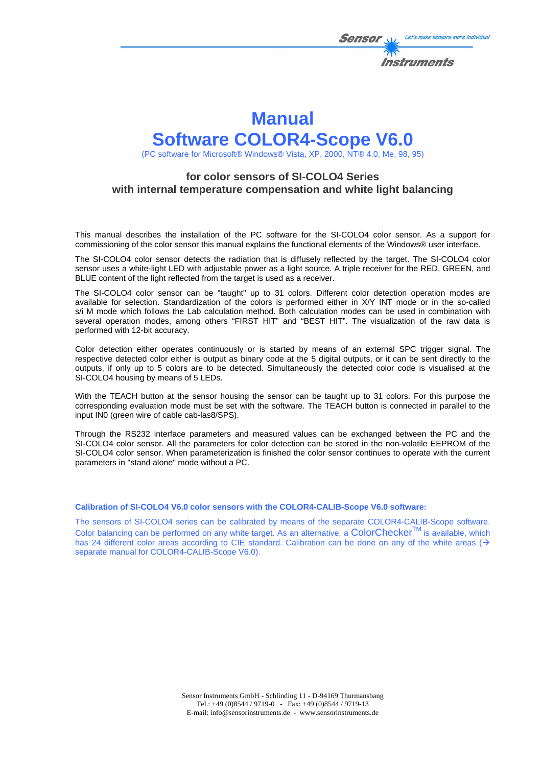# Manual
# Software COLOR4-Scope V6.0

(PC software for Microsoft® Windows® Vista, XP, 2000, NT® 4.0, Me, 98, 95)

### for color sensors of SI-COLO4 Series
### with internal temperature compensation and white light balancing

This manual describes the installation of the PC software for the SI-COLO4 color sensor. As a support for commissioning of the color sensor this manual explains the functional elements of the Windows® user interface.

The SI-COLO4 color sensor detects the radiation that is diffusely reflected by the target. The SI-COLO4 color sensor uses a white-light LED with adjustable power as a light source. A triple receiver for the RED, GREEN, and BLUE content of the light reflected from the target is used as a receiver.

The SI-COLO4 color sensor can be "taught" up to 31 colors. Different color detection operation modes are available for selection. Standardization of the colors is performed either in X/Y INT mode or in the so-called s/i M mode which follows the Lab calculation method. Both calculation modes can be used in combination with several operation modes, among others “FIRST HIT” and “BEST HIT”. The visualization of the raw data is performed with 12-bit accuracy.

Color detection either operates continuously or is started by means of an external SPC trigger signal. The respective detected color either is output as binary code at the 5 digital outputs, or it can be sent directly to the outputs, if only up to 5 colors are to be detected. Simultaneously the detected color code is visualised at the SI-COLO4 housing by means of 5 LEDs.

With the TEACH button at the sensor housing the sensor can be taught up to 31 colors. For this purpose the corresponding evaluation mode must be set with the software. The TEACH button is connected in parallel to the input IN0 (green wire of cable cab-las8/SPS).

Through the RS232 interface parameters and measured values can be exchanged between the PC and the SI-COLO4 color sensor. All the parameters for color detection can be stored in the non-volatile EEPROM of the SI-COLO4 color sensor. When parameterization is finished the color sensor continues to operate with the current parameters in "stand alone" mode without a PC.

**Calibration of SI-COLO4 V6.0 color sensors with the COLOR4-CALIB-Scope V6.0 software:**

The sensors of SI-COLO4 series can be calibrated by means of the separate COLOR4-CALIB-Scope software. Color balancing can be performed on any white target. As an alternative, a ColorChecker™ is available, which has 24 different color areas according to CIE standard. Calibration can be done on any of the white areas (→ separate manual for COLOR4-CALIB-Scope V6.0).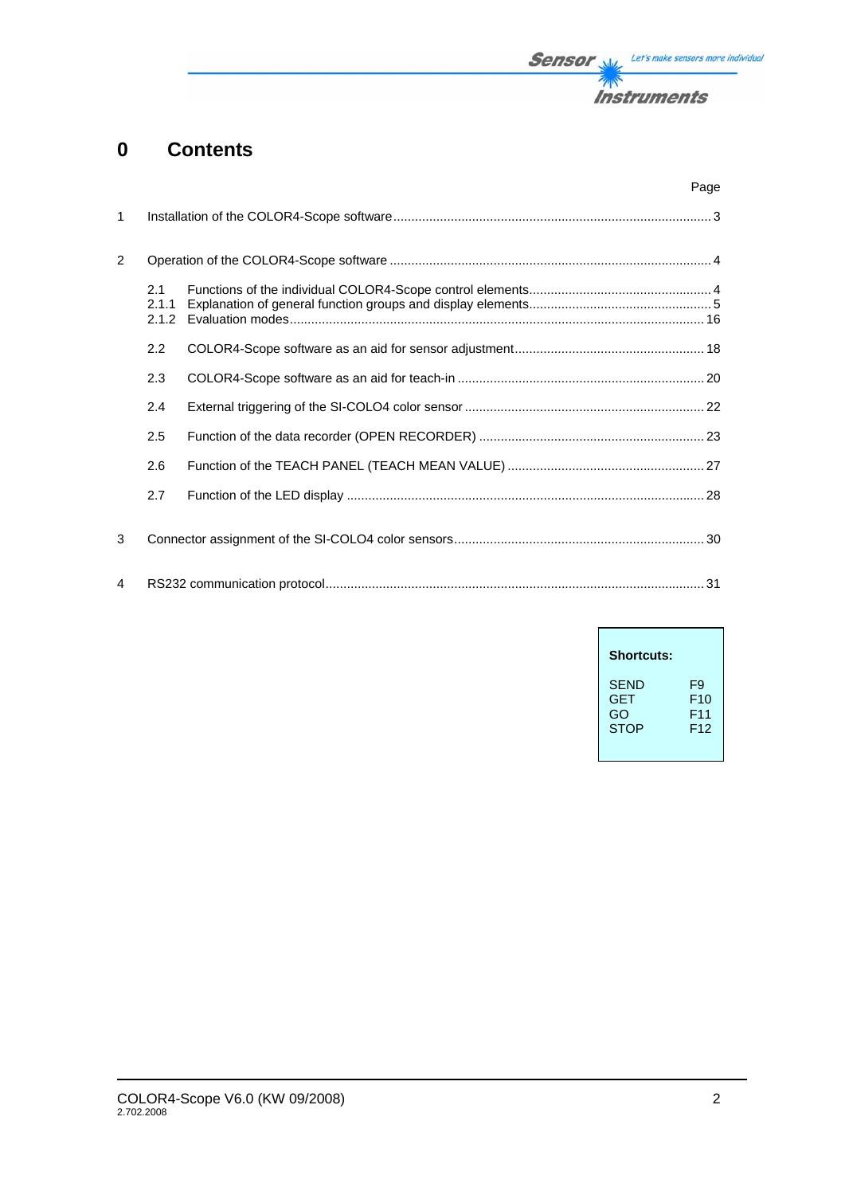# 0 Contents

| | | Page |
|---|---|---|
| 1 | Installation of the COLOR4-Scope software | 3 |
| 2 | Operation of the COLOR4-Scope software | 4 |
| 2.1 | Functions of the individual COLOR4-Scope control elements | 4 |
| 2.1.1 | Explanation of general function groups and display elements | 5 |
| 2.1.2 | Evaluation modes | 16 |
| 2.2 | COLOR4-Scope software as an aid for sensor adjustment | 18 |
| 2.3 | COLOR4-Scope software as an aid for teach-in | 20 |
| 2.4 | External triggering of the SI-COLO4 color sensor | 22 |
| 2.5 | Function of the data recorder (OPEN RECORDER) | 23 |
| 2.6 | Function of the TEACH PANEL (TEACH MEAN VALUE) | 27 |
| 2.7 | Function of the LED display | 28 |
| 3 | Connector assignment of the SI-COLO4 color sensors | 30 |
| 4 | RS232 communication protocol | 31 |

**Shortcuts:**

| | |
|---|---|
| SEND | F9 |
| GET | F10 |
| GO | F11 |
| STOP | F12 |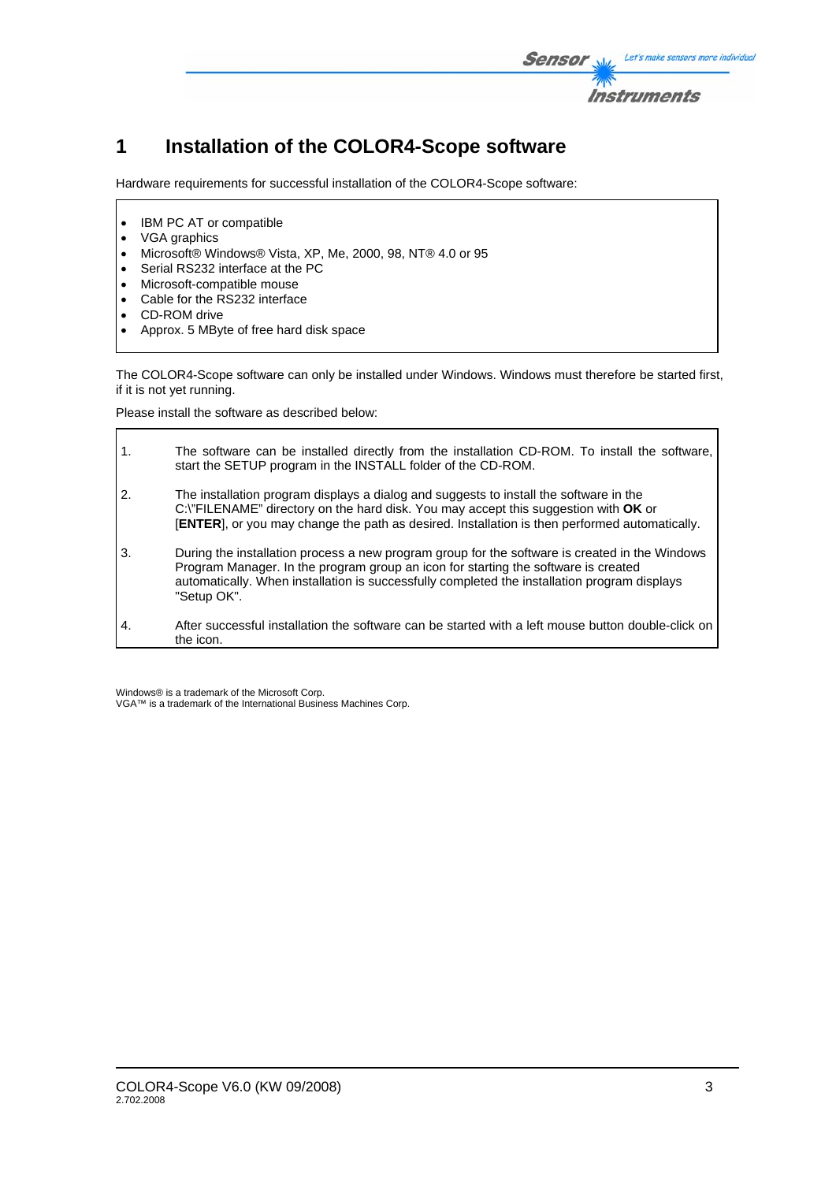# 1 Installation of the COLOR4-Scope software

Hardware requirements for successful installation of the COLOR4-Scope software:

- IBM PC AT or compatible
- VGA graphics
- Microsoft® Windows® Vista, XP, Me, 2000, 98, NT® 4.0 or 95
- Serial RS232 interface at the PC
- Microsoft-compatible mouse
- Cable for the RS232 interface
- CD-ROM drive
- Approx. 5 MByte of free hard disk space

The COLOR4-Scope software can only be installed under Windows. Windows must therefore be started first, if it is not yet running.

Please install the software as described below:

1. The software can be installed directly from the installation CD-ROM. To install the software, start the SETUP program in the INSTALL folder of the CD-ROM.

2. The installation program displays a dialog and suggests to install the software in the C:\"FILENAME" directory on the hard disk. You may accept this suggestion with **OK** or [**ENTER**], or you may change the path as desired. Installation is then performed automatically.

3. During the installation process a new program group for the software is created in the Windows Program Manager. In the program group an icon for starting the software is created automatically. When installation is successfully completed the installation program displays "Setup OK".

4. After successful installation the software can be started with a left mouse button double-click on the icon.

Windows® is a trademark of the Microsoft Corp.
VGA™ is a trademark of the International Business Machines Corp.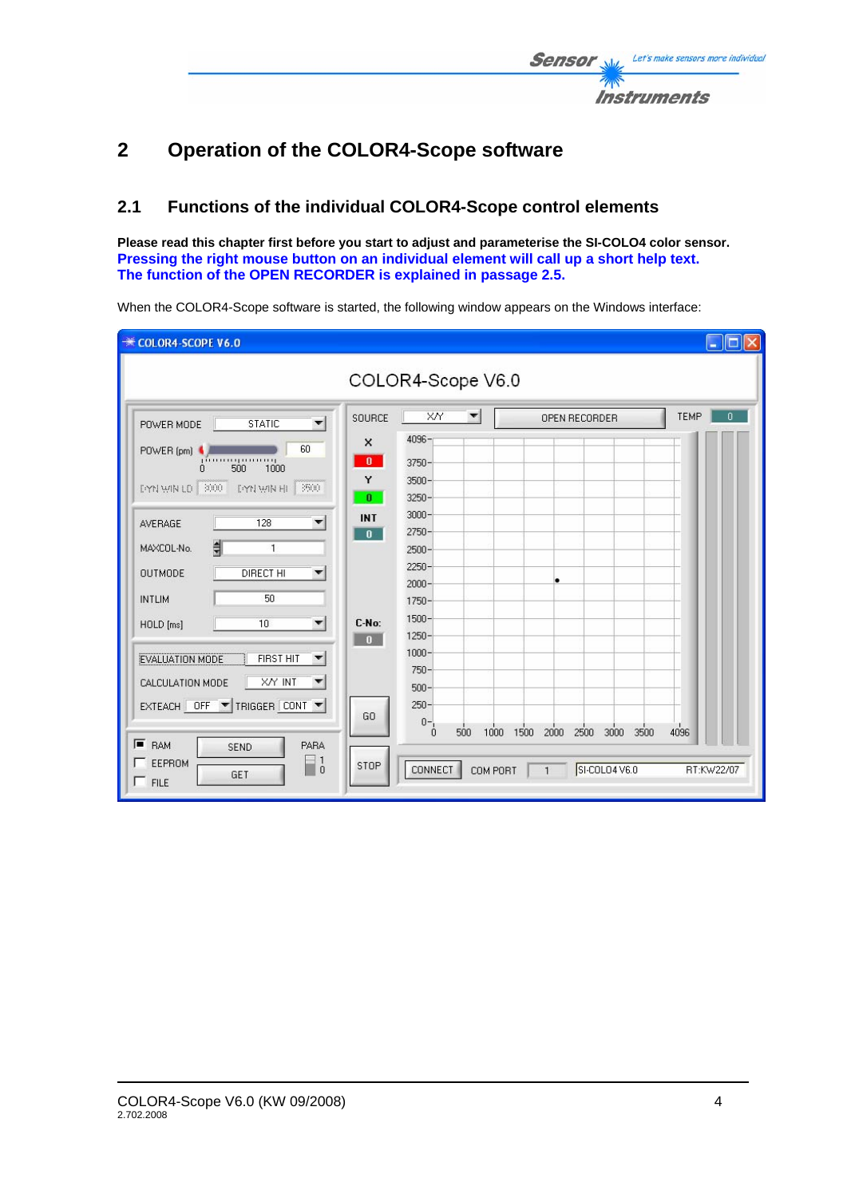# 2 Operation of the COLOR4-Scope software

## 2.1 Functions of the individual COLOR4-Scope control elements

**Please read this chapter first before you start to adjust and parameterise the SI-COLO4 color sensor.**
**Pressing the right mouse button on an individual element will call up a short help text.**
**The function of the OPEN RECORDER is explained in passage 2.5.**

When the COLOR4-Scope software is started, the following window appears on the Windows interface: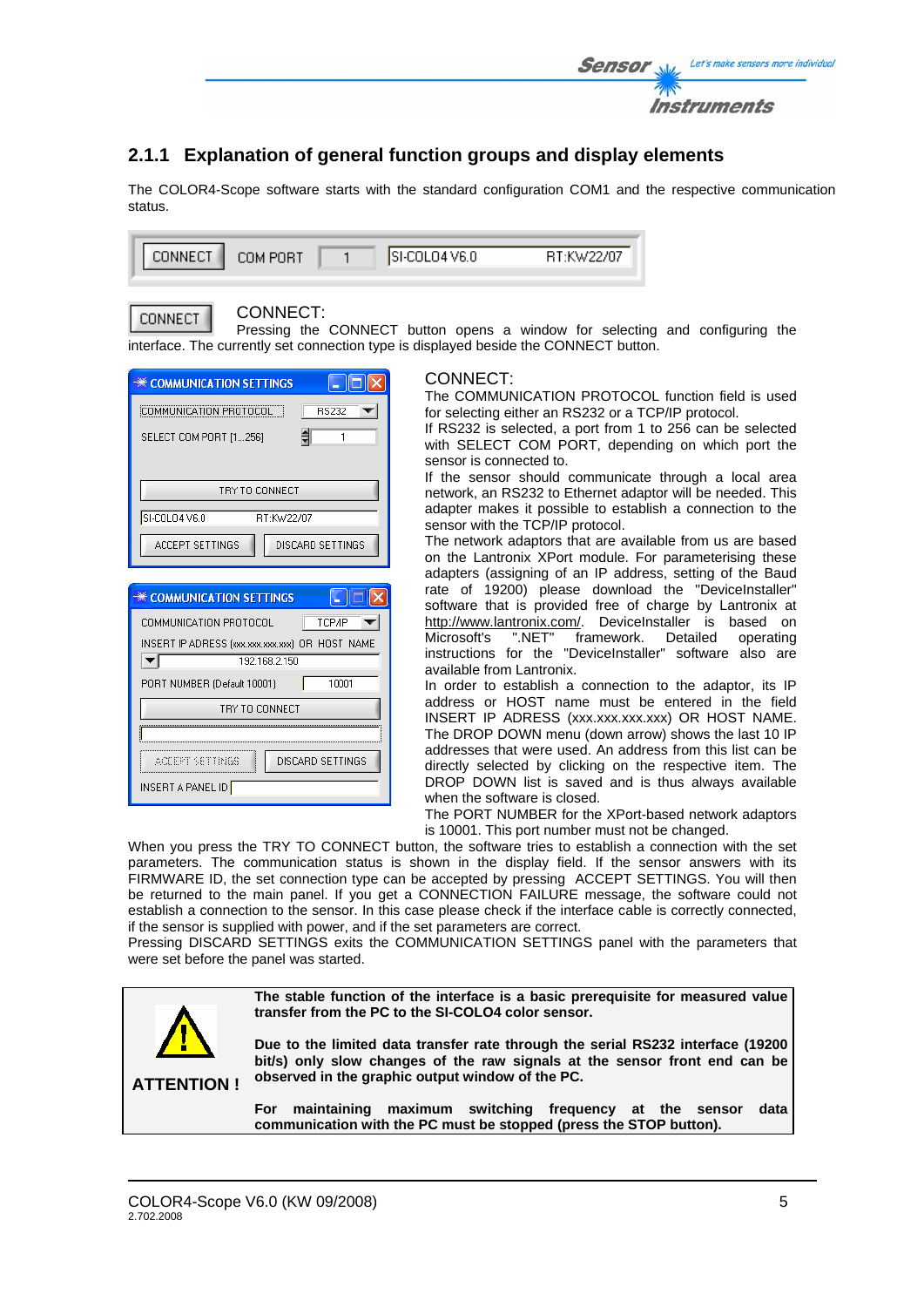### 2.1.1 Explanation of general function groups and display elements

The COLOR4-Scope software starts with the standard configuration COM1 and the respective communication status.

CONNECT COM PORT 1 SI-COLO4 V6.0 RT:KW22/07

CONNECT

CONNECT:
Pressing the CONNECT button opens a window for selecting and configuring the interface. The currently set connection type is displayed beside the CONNECT button.

COMMUNICATION SETTINGS
COMMUNICATION PROTOCOL RS232
SELECT COM PORT [1...256] 1
TRY TO CONNECT
SI-COLO4 V6.0 RT:KW22/07
ACCEPT SETTINGS DISCARD SETTINGS

COMMUNICATION SETTINGS
COMMUNICATION PROTOCOL TCP/IP
INSERT IP ADRESS (xxx.xxx.xxx.xxx) OR HOST NAME
192.168.2.150
PORT NUMBER (Default 10001) 10001
TRY TO CONNECT
ACCEPT SETTINGS DISCARD SETTINGS
INSERT A PANEL ID

CONNECT:
The COMMUNICATION PROTOCOL function field is used for selecting either an RS232 or a TCP/IP protocol.
If RS232 is selected, a port from 1 to 256 can be selected with SELECT COM PORT, depending on which port the sensor is connected to.
If the sensor should communicate through a local area network, an RS232 to Ethernet adaptor will be needed. This adapter makes it possible to establish a connection to the sensor with the TCP/IP protocol.
The network adaptors that are available from us are based on the Lantronix XPort module. For parameterising these adapters (assigning of an IP address, setting of the Baud rate of 19200) please download the "DeviceInstaller" software that is provided free of charge by Lantronix at http://www.lantronix.com/. DeviceInstaller is based on Microsoft's ".NET" framework. Detailed operating instructions for the "DeviceInstaller" software also are available from Lantronix.
In order to establish a connection to the adaptor, its IP address or HOST name must be entered in the field INSERT IP ADRESS (xxx.xxx.xxx.xxx) OR HOST NAME. The DROP DOWN menu (down arrow) shows the last 10 IP addresses that were used. An address from this list can be directly selected by clicking on the respective item. The DROP DOWN list is saved and is thus always available when the software is closed.
The PORT NUMBER for the XPort-based network adaptors is 10001. This port number must not be changed.

When you press the TRY TO CONNECT button, the software tries to establish a connection with the set parameters. The communication status is shown in the display field. If the sensor answers with its FIRMWARE ID, the set connection type can be accepted by pressing ACCEPT SETTINGS. You will then be returned to the main panel. If you get a CONNECTION FAILURE message, the software could not establish a connection to the sensor. In this case please check if the interface cable is correctly connected, if the sensor is supplied with power, and if the set parameters are correct.
Pressing DISCARD SETTINGS exits the COMMUNICATION SETTINGS panel with the parameters that were set before the panel was started.

**ATTENTION !**

**The stable function of the interface is a basic prerequisite for measured value transfer from the PC to the SI-COLO4 color sensor.**

**Due to the limited data transfer rate through the serial RS232 interface (19200 bit/s) only slow changes of the raw signals at the sensor front end can be observed in the graphic output window of the PC.**

**For maintaining maximum switching frequency at the sensor data communication with the PC must be stopped (press the STOP button).**

COLOR4-Scope V6.0 (KW 09/2008)
2.702.2008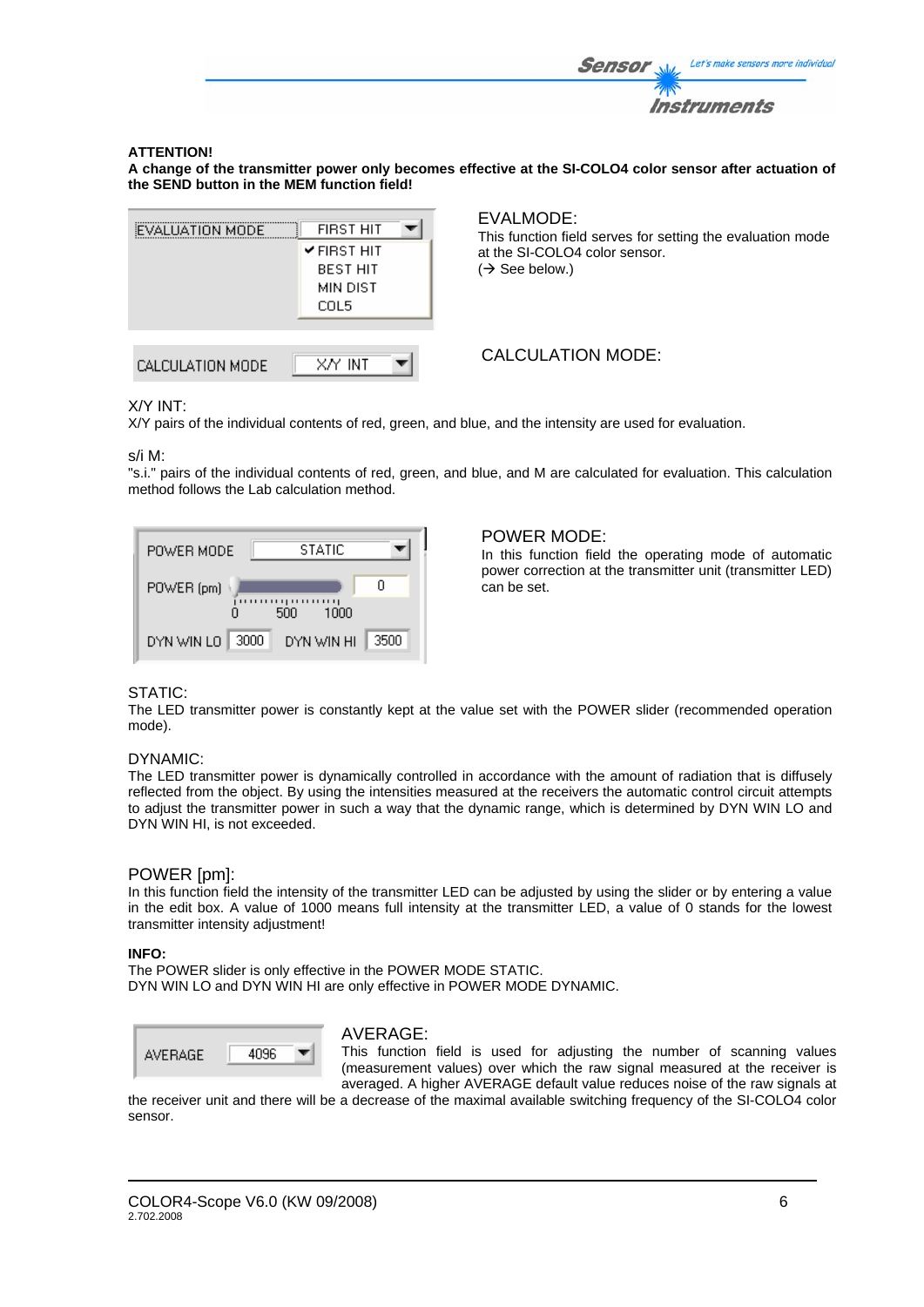**ATTENTION!**

**A change of the transmitter power only becomes effective at the SI-COLO4 color sensor after actuation of the SEND button in the MEM function field!**

EVALMODE:
This function field serves for setting the evaluation mode at the SI-COLO4 color sensor.
(→ See below.)

CALCULATION MODE:

X/Y INT:
X/Y pairs of the individual contents of red, green, and blue, and the intensity are used for evaluation.

s/i M:
"s.i." pairs of the individual contents of red, green, and blue, and M are calculated for evaluation. This calculation method follows the Lab calculation method.

POWER MODE:
In this function field the operating mode of automatic power correction at the transmitter unit (transmitter LED) can be set.

STATIC:
The LED transmitter power is constantly kept at the value set with the POWER slider (recommended operation mode).

DYNAMIC:
The LED transmitter power is dynamically controlled in accordance with the amount of radiation that is diffusely reflected from the object. By using the intensities measured at the receivers the automatic control circuit attempts to adjust the transmitter power in such a way that the dynamic range, which is determined by DYN WIN LO and DYN WIN HI, is not exceeded.

POWER [pm]:
In this function field the intensity of the transmitter LED can be adjusted by using the slider or by entering a value in the edit box. A value of 1000 means full intensity at the transmitter LED, a value of 0 stands for the lowest transmitter intensity adjustment!

**INFO:**
The POWER slider is only effective in the POWER MODE STATIC.
DYN WIN LO and DYN WIN HI are only effective in POWER MODE DYNAMIC.

AVERAGE:
This function field is used for adjusting the number of scanning values (measurement values) over which the raw signal measured at the receiver is averaged. A higher AVERAGE default value reduces noise of the raw signals at the receiver unit and there will be a decrease of the maximal available switching frequency of the SI-COLO4 color sensor.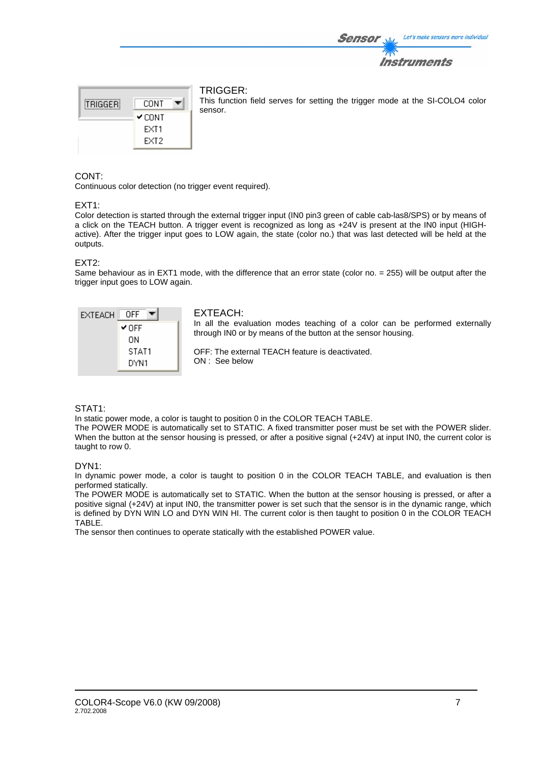TRIGGER:
This function field serves for setting the trigger mode at the SI-COLO4 color sensor.

CONT:
Continuous color detection (no trigger event required).

EXT1:
Color detection is started through the external trigger input (IN0 pin3 green of cable cab-las8/SPS) or by means of a click on the TEACH button. A trigger event is recognized as long as +24V is present at the IN0 input (HIGH-active). After the trigger input goes to LOW again, the state (color no.) that was last detected will be held at the outputs.

EXT2:
Same behaviour as in EXT1 mode, with the difference that an error state (color no. = 255) will be output after the trigger input goes to LOW again.

EXTEACH:
In all the evaluation modes teaching of a color can be performed externally through IN0 or by means of the button at the sensor housing.

OFF: The external TEACH feature is deactivated.
ON : See below

STAT1:
In static power mode, a color is taught to position 0 in the COLOR TEACH TABLE.
The POWER MODE is automatically set to STATIC. A fixed transmitter poser must be set with the POWER slider. When the button at the sensor housing is pressed, or after a positive signal (+24V) at input IN0, the current color is taught to row 0.

DYN1:
In dynamic power mode, a color is taught to position 0 in the COLOR TEACH TABLE, and evaluation is then performed statically.
The POWER MODE is automatically set to STATIC. When the button at the sensor housing is pressed, or after a positive signal (+24V) at input IN0, the transmitter power is set such that the sensor is in the dynamic range, which is defined by DYN WIN LO and DYN WIN HI. The current color is then taught to position 0 in the COLOR TEACH TABLE.
The sensor then continues to operate statically with the established POWER value.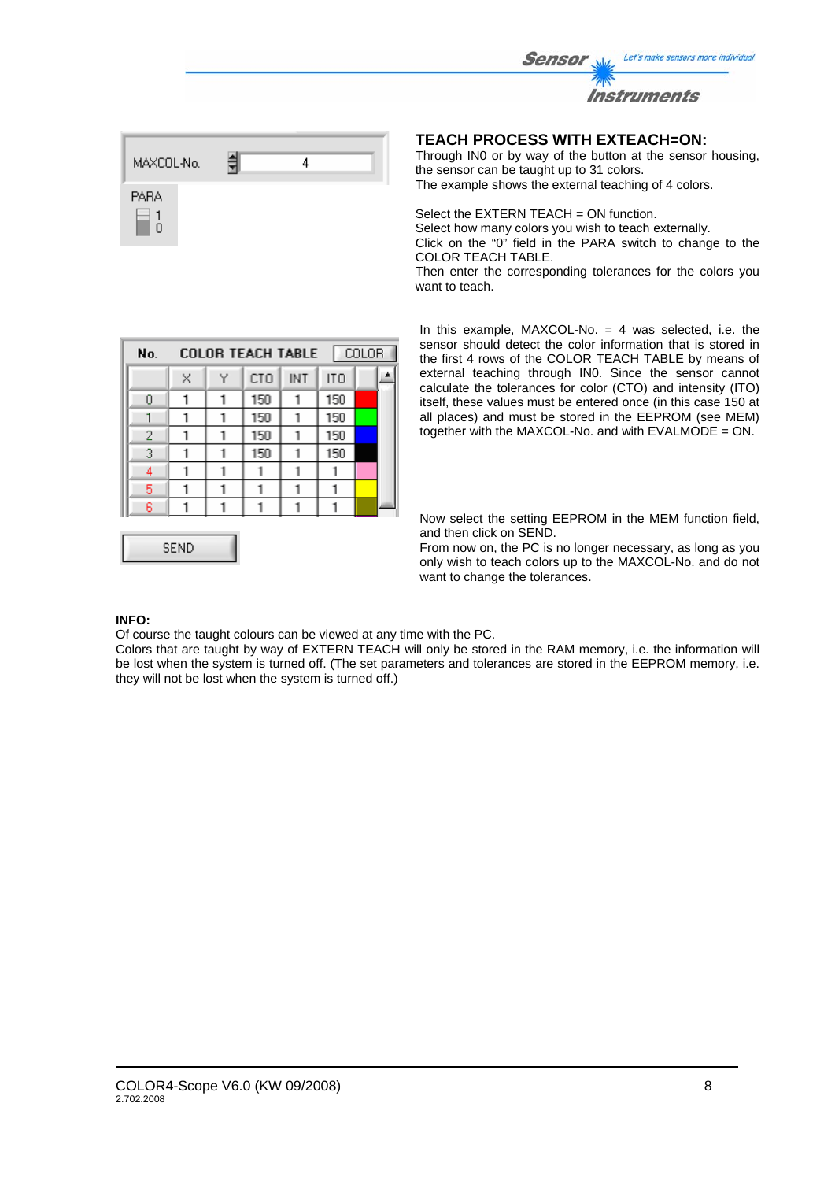## TEACH PROCESS WITH EXTEACH=ON:

MAXCOL-No. 4

PARA 1 0

Through IN0 or by way of the button at the sensor housing, the sensor can be taught up to 31 colors.
The example shows the external teaching of 4 colors.

Select the EXTERN TEACH = ON function.
Select how many colors you wish to teach externally.
Click on the "0" field in the PARA switch to change to the COLOR TEACH TABLE.
Then enter the corresponding tolerances for the colors you want to teach.

| No. | X | Y | CTO | INT | ITO |
|---|---|---|---|---|---|
| 0 | 1 | 1 | 150 | 1 | 150 |
| 1 | 1 | 1 | 150 | 1 | 150 |
| 2 | 1 | 1 | 150 | 1 | 150 |
| 3 | 1 | 1 | 150 | 1 | 150 |
| 4 | 1 | 1 | 1 | 1 | 1 |
| 5 | 1 | 1 | 1 | 1 | 1 |
| 6 | 1 | 1 | 1 | 1 | 1 |

SEND

In this example, MAXCOL-No. = 4 was selected, i.e. the sensor should detect the color information that is stored in the first 4 rows of the COLOR TEACH TABLE by means of external teaching through IN0. Since the sensor cannot calculate the tolerances for color (CTO) and intensity (ITO) itself, these values must be entered once (in this case 150 at all places) and must be stored in the EEPROM (see MEM) together with the MAXCOL-No. and with EVALMODE = ON.

Now select the setting EEPROM in the MEM function field, and then click on SEND.
From now on, the PC is no longer necessary, as long as you only wish to teach colors up to the MAXCOL-No. and do not want to change the tolerances.

**INFO:**
Of course the taught colours can be viewed at any time with the PC.
Colors that are taught by way of EXTERN TEACH will only be stored in the RAM memory, i.e. the information will be lost when the system is turned off. (The set parameters and tolerances are stored in the EEPROM memory, i.e. they will not be lost when the system is turned off.)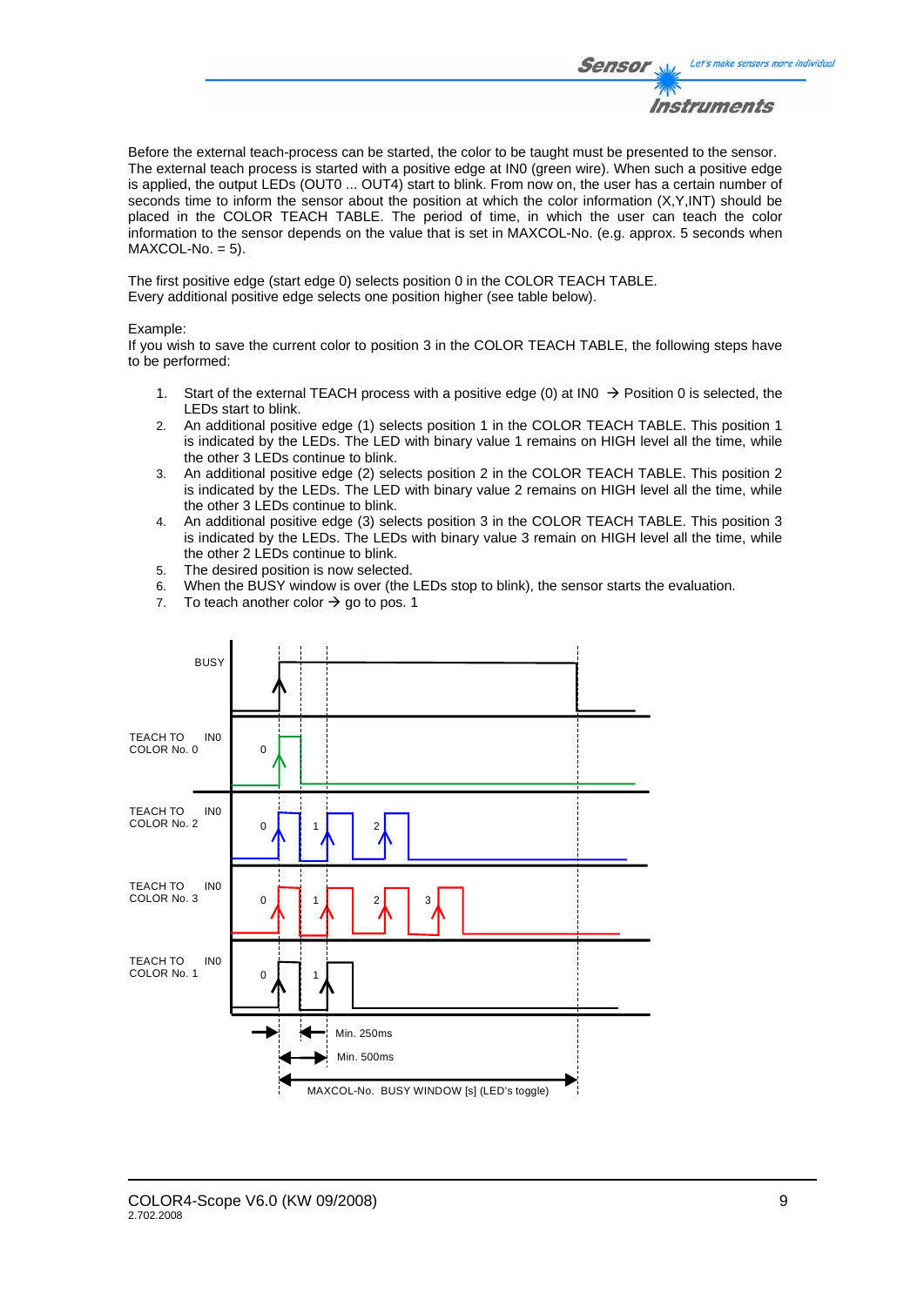Before the external teach-process can be started, the color to be taught must be presented to the sensor. The external teach process is started with a positive edge at IN0 (green wire). When such a positive edge is applied, the output LEDs (OUT0 ... OUT4) start to blink. From now on, the user has a certain number of seconds time to inform the sensor about the position at which the color information (X,Y,INT) should be placed in the COLOR TEACH TABLE. The period of time, in which the user can teach the color information to the sensor depends on the value that is set in MAXCOL-No. (e.g. approx. 5 seconds when MAXCOL-No. = 5).

The first positive edge (start edge 0) selects position 0 in the COLOR TEACH TABLE.
Every additional positive edge selects one position higher (see table below).

Example:
If you wish to save the current color to position 3 in the COLOR TEACH TABLE, the following steps have to be performed:

1. Start of the external TEACH process with a positive edge (0) at IN0 → Position 0 is selected, the LEDs start to blink.
2. An additional positive edge (1) selects position 1 in the COLOR TEACH TABLE. This position 1 is indicated by the LEDs. The LED with binary value 1 remains on HIGH level all the time, while the other 3 LEDs continue to blink.
3. An additional positive edge (2) selects position 2 in the COLOR TEACH TABLE. This position 2 is indicated by the LEDs. The LED with binary value 2 remains on HIGH level all the time, while the other 3 LEDs continue to blink.
4. An additional positive edge (3) selects position 3 in the COLOR TEACH TABLE. This position 3 is indicated by the LEDs. The LEDs with binary value 3 remain on HIGH level all the time, while the other 2 LEDs continue to blink.
5. The desired position is now selected.
6. When the BUSY window is over (the LEDs stop to blink), the sensor starts the evaluation.
7. To teach another color → go to pos. 1

BUSY

TEACH TO COLOR No. 0 IN0

TEACH TO COLOR No. 2 IN0

TEACH TO COLOR No. 3 IN0

TEACH TO COLOR No. 1 IN0

Min. 250ms

Min. 500ms

MAXCOL-No. BUSY WINDOW [s] (LED's toggle)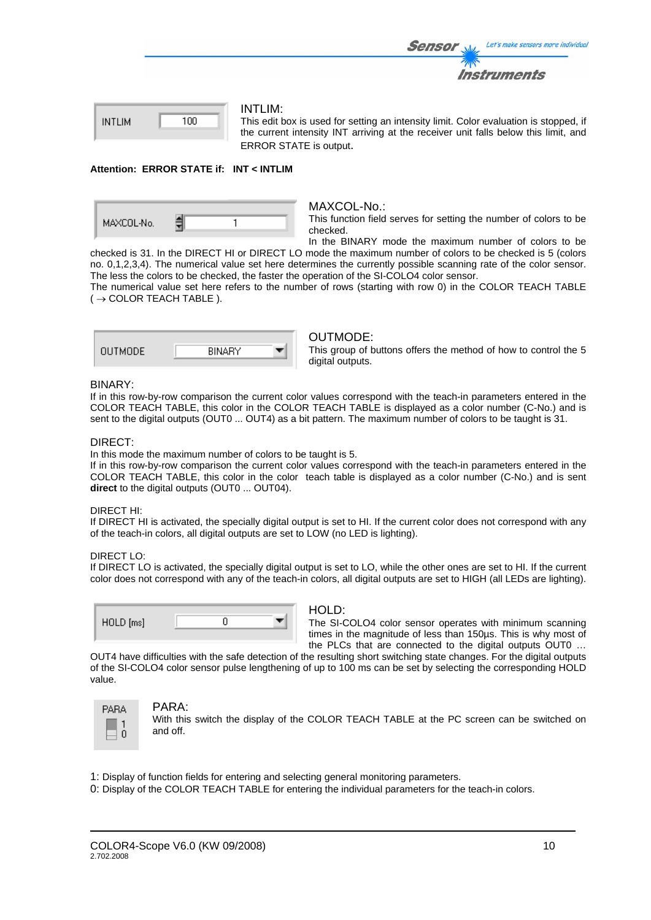INTLIM 100

INTLIM:
This edit box is used for setting an intensity limit. Color evaluation is stopped, if the current intensity INT arriving at the receiver unit falls below this limit, and ERROR STATE is output.

**Attention: ERROR STATE if: INT < INTLIM**

MAXCOL-No. 1

MAXCOL-No.:
This function field serves for setting the number of colors to be checked.
In the BINARY mode the maximum number of colors to be checked is 31. In the DIRECT HI or DIRECT LO mode the maximum number of colors to be checked is 5 (colors no. 0,1,2,3,4). The numerical value set here determines the currently possible scanning rate of the color sensor. The less the colors to be checked, the faster the operation of the SI-COLO4 color sensor.
The numerical value set here refers to the number of rows (starting with row 0) in the COLOR TEACH TABLE (→ COLOR TEACH TABLE ).

OUTMODE BINARY

OUTMODE:
This group of buttons offers the method of how to control the 5 digital outputs.

BINARY:
If in this row-by-row comparison the current color values correspond with the teach-in parameters entered in the COLOR TEACH TABLE, this color in the COLOR TEACH TABLE is displayed as a color number (C-No.) and is sent to the digital outputs (OUT0 ... OUT4) as a bit pattern. The maximum number of colors to be taught is 31.

DIRECT:
In this mode the maximum number of colors to be taught is 5.
If in this row-by-row comparison the current color values correspond with the teach-in parameters entered in the COLOR TEACH TABLE, this color in the color teach table is displayed as a color number (C-No.) and is sent **direct** to the digital outputs (OUT0 ... OUT04).

DIRECT HI:
If DIRECT HI is activated, the specially digital output is set to HI. If the current color does not correspond with any of the teach-in colors, all digital outputs are set to LOW (no LED is lighting).

DIRECT LO:
If DIRECT LO is activated, the specially digital output is set to LO, while the other ones are set to HI. If the current color does not correspond with any of the teach-in colors, all digital outputs are set to HIGH (all LEDs are lighting).

HOLD [ms] 0

HOLD:
The SI-COLO4 color sensor operates with minimum scanning times in the magnitude of less than 150µs. This is why most of the PLCs that are connected to the digital outputs OUT0 … OUT4 have difficulties with the safe detection of the resulting short switching state changes. For the digital outputs of the SI-COLO4 color sensor pulse lengthening of up to 100 ms can be set by selecting the corresponding HOLD value.

PARA 1 0

PARA:
With this switch the display of the COLOR TEACH TABLE at the PC screen can be switched on and off.

1: Display of function fields for entering and selecting general monitoring parameters.
0: Display of the COLOR TEACH TABLE for entering the individual parameters for the teach-in colors.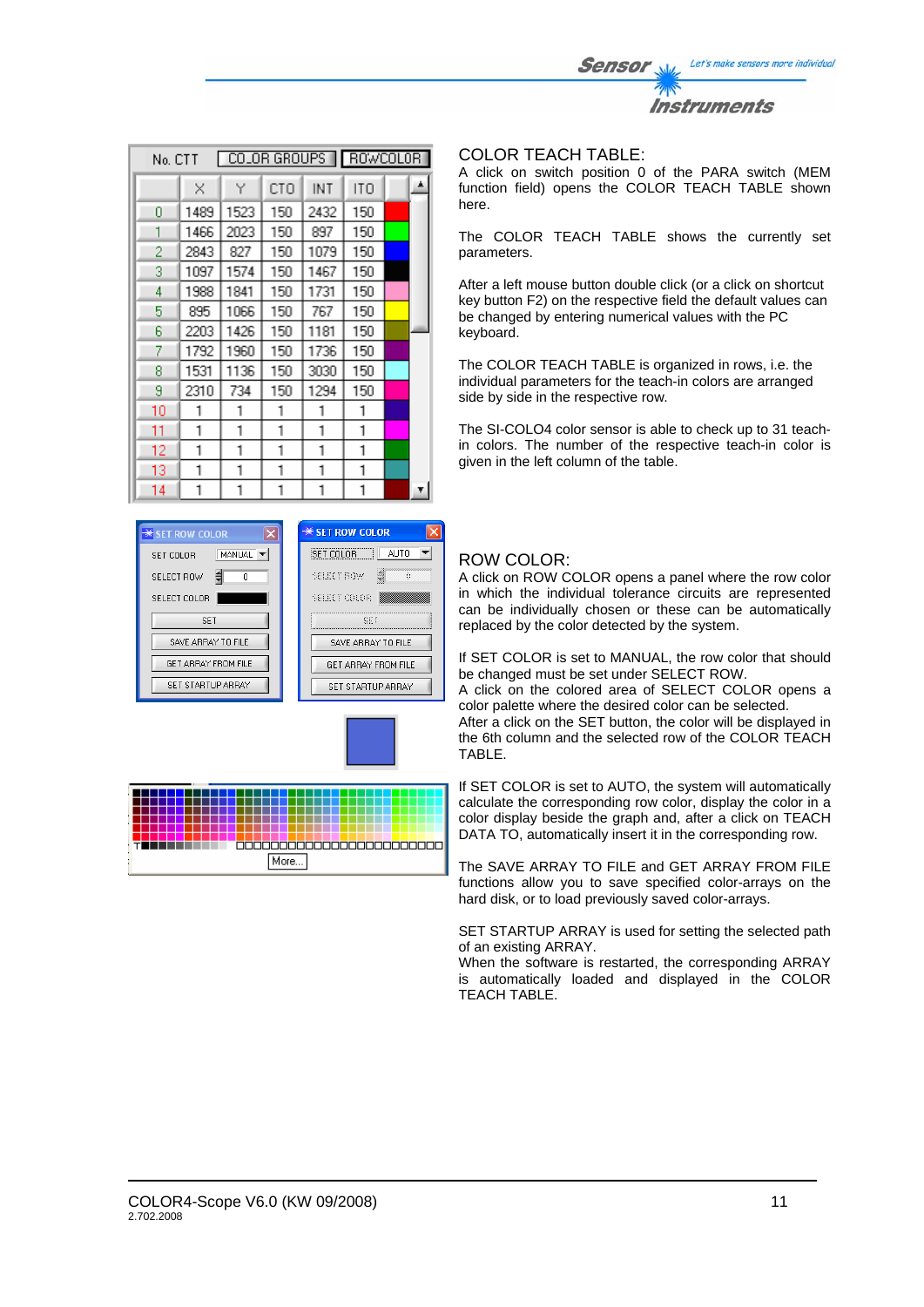| No. | X | Y | CTO | INT | ITO |
|---|---|---|---|---|---|
| 0 | 1489 | 1523 | 150 | 2432 | 150 |
| 1 | 1466 | 2023 | 150 | 897 | 150 |
| 2 | 2843 | 827 | 150 | 1079 | 150 |
| 3 | 1097 | 1574 | 150 | 1467 | 150 |
| 4 | 1988 | 1841 | 150 | 1731 | 150 |
| 5 | 895 | 1066 | 150 | 767 | 150 |
| 6 | 2203 | 1426 | 150 | 1181 | 150 |
| 7 | 1792 | 1960 | 150 | 1736 | 150 |
| 8 | 1531 | 1136 | 150 | 3030 | 150 |
| 9 | 2310 | 734 | 150 | 1294 | 150 |
| 10 | 1 | 1 | 1 | 1 | 1 |
| 11 | 1 | 1 | 1 | 1 | 1 |
| 12 | 1 | 1 | 1 | 1 | 1 |
| 13 | 1 | 1 | 1 | 1 | 1 |
| 14 | 1 | 1 | 1 | 1 | 1 |

## COLOR TEACH TABLE:

A click on switch position 0 of the PARA switch (MEM function field) opens the COLOR TEACH TABLE shown here.

The COLOR TEACH TABLE shows the currently set parameters.

After a left mouse button double click (or a click on shortcut key button F2) on the respective field the default values can be changed by entering numerical values with the PC keyboard.

The COLOR TEACH TABLE is organized in rows, i.e. the individual parameters for the teach-in colors are arranged side by side in the respective row.

The SI-COLO4 color sensor is able to check up to 31 teach-in colors. The number of the respective teach-in color is given in the left column of the table.

## ROW COLOR:

A click on ROW COLOR opens a panel where the row color in which the individual tolerance circuits are represented can be individually chosen or these can be automatically replaced by the color detected by the system.

If SET COLOR is set to MANUAL, the row color that should be changed must be set under SELECT ROW.
A click on the colored area of SELECT COLOR opens a color palette where the desired color can be selected.
After a click on the SET button, the color will be displayed in the 6th column and the selected row of the COLOR TEACH TABLE.

If SET COLOR is set to AUTO, the system will automatically calculate the corresponding row color, display the color in a color display beside the graph and, after a click on TEACH DATA TO, automatically insert it in the corresponding row.

The SAVE ARRAY TO FILE and GET ARRAY FROM FILE functions allow you to save specified color-arrays on the hard disk, or to load previously saved color-arrays.

SET STARTUP ARRAY is used for setting the selected path of an existing ARRAY.
When the software is restarted, the corresponding ARRAY is automatically loaded and displayed in the COLOR TEACH TABLE.

COLOR4-Scope V6.0 (KW 09/2008)
2.702.2008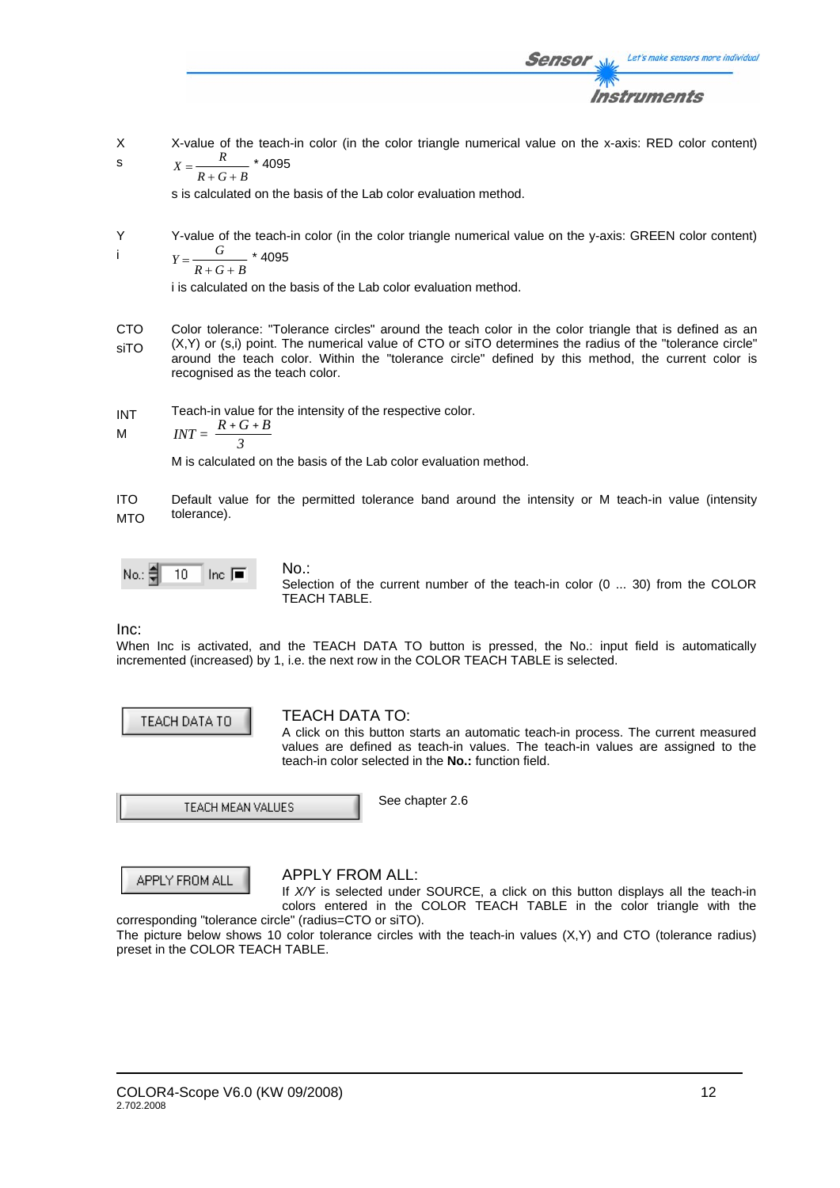X
s

X-value of the teach-in color (in the color triangle numerical value on the x-axis: RED color content)

$$X = \frac{R}{R+G+B} * 4095$$

s is calculated on the basis of the Lab color evaluation method.

Y
i

Y-value of the teach-in color (in the color triangle numerical value on the y-axis: GREEN color content)

$$Y = \frac{G}{R+G+B} * 4095$$

i is calculated on the basis of the Lab color evaluation method.

CTO
siTO

Color tolerance: "Tolerance circles" around the teach color in the color triangle that is defined as an (X,Y) or (s,i) point. The numerical value of CTO or siTO determines the radius of the "tolerance circle" around the teach color. Within the "tolerance circle" defined by this method, the current color is recognised as the teach color.

INT
M

Teach-in value for the intensity of the respective color.

$$INT = \frac{R+G+B}{3}$$

M is calculated on the basis of the Lab color evaluation method.

ITO
MTO

Default value for the permitted tolerance band around the intensity or M teach-in value (intensity tolerance).

No.: 10 Inc

No.:
Selection of the current number of the teach-in color (0 ... 30) from the COLOR TEACH TABLE.

Inc:
When Inc is activated, and the TEACH DATA TO button is pressed, the No.: input field is automatically incremented (increased) by 1, i.e. the next row in the COLOR TEACH TABLE is selected.

TEACH DATA TO

TEACH DATA TO:
A click on this button starts an automatic teach-in process. The current measured values are defined as teach-in values. The teach-in values are assigned to the teach-in color selected in the **No.:** function field.

TEACH MEAN VALUES

See chapter 2.6

APPLY FROM ALL

APPLY FROM ALL:
If *X/Y* is selected under SOURCE, a click on this button displays all the teach-in colors entered in the COLOR TEACH TABLE in the color triangle with the corresponding "tolerance circle" (radius=CTO or siTO).
The picture below shows 10 color tolerance circles with the teach-in values (X,Y) and CTO (tolerance radius) preset in the COLOR TEACH TABLE.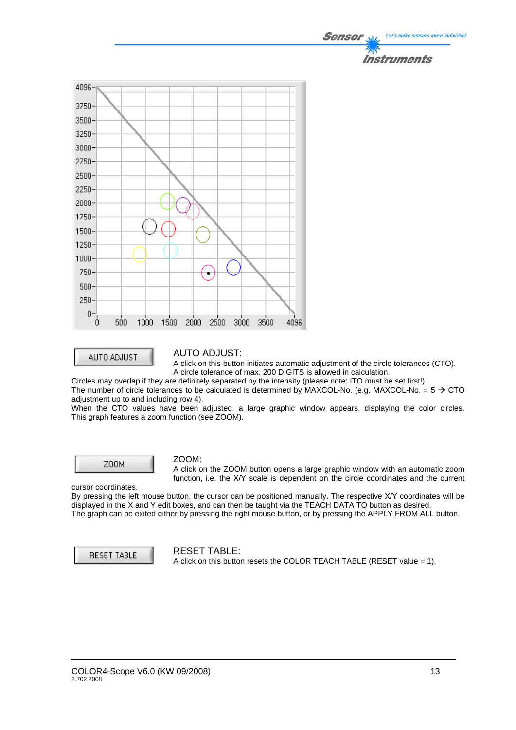AUTO ADJUST

**AUTO ADJUST:**

A click on this button initiates automatic adjustment of the circle tolerances (CTO). A circle tolerance of max. 200 DIGITS is allowed in calculation.

Circles may overlap if they are definitely separated by the intensity (please note: ITO must be set first!)

The number of circle tolerances to be calculated is determined by MAXCOL-No. (e.g. MAXCOL-No. = 5 → CTO adjustment up to and including row 4).

When the CTO values have been adjusted, a large graphic window appears, displaying the color circles. This graph features a zoom function (see ZOOM).

ZOOM

**ZOOM:**

A click on the ZOOM button opens a large graphic window with an automatic zoom function, i.e. the X/Y scale is dependent on the circle coordinates and the current cursor coordinates.

By pressing the left mouse button, the cursor can be positioned manually. The respective X/Y coordinates will be displayed in the X and Y edit boxes, and can then be taught via the TEACH DATA TO button as desired.

The graph can be exited either by pressing the right mouse button, or by pressing the APPLY FROM ALL button.

RESET TABLE

**RESET TABLE:**

A click on this button resets the COLOR TEACH TABLE (RESET value = 1).

COLOR4-Scope V6.0 (KW 09/2008)
2.702.2008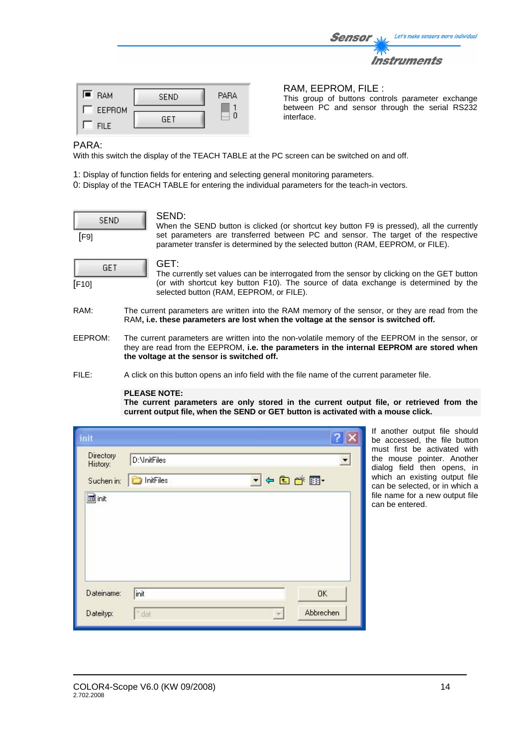## RAM, EEPROM, FILE :

This group of buttons controls parameter exchange between PC and sensor through the serial RS232 interface.

## PARA:

With this switch the display of the TEACH TABLE at the PC screen can be switched on and off.

1: Display of function fields for entering and selecting general monitoring parameters.
0: Display of the TEACH TABLE for entering the individual parameters for the teach-in vectors.

## SEND:

[F9]

When the SEND button is clicked (or shortcut key button F9 is pressed), all the currently set parameters are transferred between PC and sensor. The target of the respective parameter transfer is determined by the selected button (RAM, EEPROM, or FILE).

## GET:

[F10]

The currently set values can be interrogated from the sensor by clicking on the GET button (or with shortcut key button F10). The source of data exchange is determined by the selected button (RAM, EEPROM, or FILE).

RAM: The current parameters are written into the RAM memory of the sensor, or they are read from the RAM**, i.e. these parameters are lost when the voltage at the sensor is switched off.**

EEPROM: The current parameters are written into the non-volatile memory of the EEPROM in the sensor, or they are read from the EEPROM, **i.e. the parameters in the internal EEPROM are stored when the voltage at the sensor is switched off.**

FILE: A click on this button opens an info field with the file name of the current parameter file.

**PLEASE NOTE:**
**The current parameters are only stored in the current output file, or retrieved from the current output file, when the SEND or GET button is activated with a mouse click.**

If another output file should be accessed, the file button must first be activated with the mouse pointer. Another dialog field then opens, in which an existing output file can be selected, or in which a file name for a new output file can be entered.

COLOR4-Scope V6.0 (KW 09/2008)
2.702.2008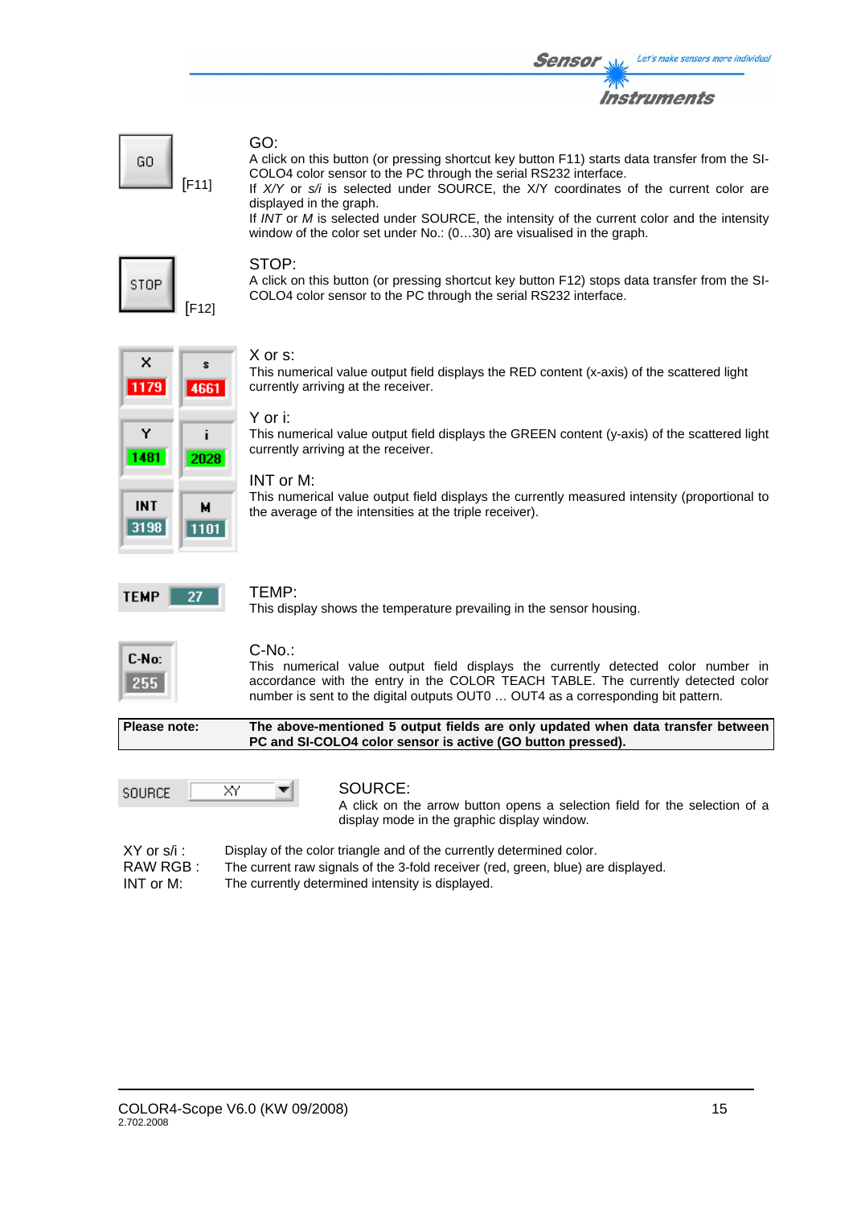GO [F11]

**GO:**
A click on this button (or pressing shortcut key button F11) starts data transfer from the SI-COLO4 color sensor to the PC through the serial RS232 interface.
If *X/Y* or *s/i* is selected under SOURCE, the X/Y coordinates of the current color are displayed in the graph.
If *INT* or *M* is selected under SOURCE, the intensity of the current color and the intensity window of the color set under No.: (0…30) are visualised in the graph.

STOP [F12]

**STOP:**
A click on this button (or pressing shortcut key button F12) stops data transfer from the SI-COLO4 color sensor to the PC through the serial RS232 interface.

| X | s |
|---|---|
| 1179 | 4661 |
| Y | i |
| 1481 | 2028 |
| INT | M |
| 3198 | 1101 |

**X or s:**
This numerical value output field displays the RED content (x-axis) of the scattered light currently arriving at the receiver.

**Y or i:**
This numerical value output field displays the GREEN content (y-axis) of the scattered light currently arriving at the receiver.

**INT or M:**
This numerical value output field displays the currently measured intensity (proportional to the average of the intensities at the triple receiver).

TEMP 27

**TEMP:**
This display shows the temperature prevailing in the sensor housing.

C-No: 255

**C-No.:**
This numerical value output field displays the currently detected color number in accordance with the entry in the COLOR TEACH TABLE. The currently detected color number is sent to the digital outputs OUT0 … OUT4 as a corresponding bit pattern.

| **Please note:** | **The above-mentioned 5 output fields are only updated when data transfer between PC and SI-COLO4 color sensor is active (GO button pressed).** |
|---|---|

SOURCE XY

**SOURCE:**
A click on the arrow button opens a selection field for the selection of a display mode in the graphic display window.

| | |
|---|---|
| XY or s/i : | Display of the color triangle and of the currently determined color. |
| RAW RGB : | The current raw signals of the 3-fold receiver (red, green, blue) are displayed. |
| INT or M: | The currently determined intensity is displayed. |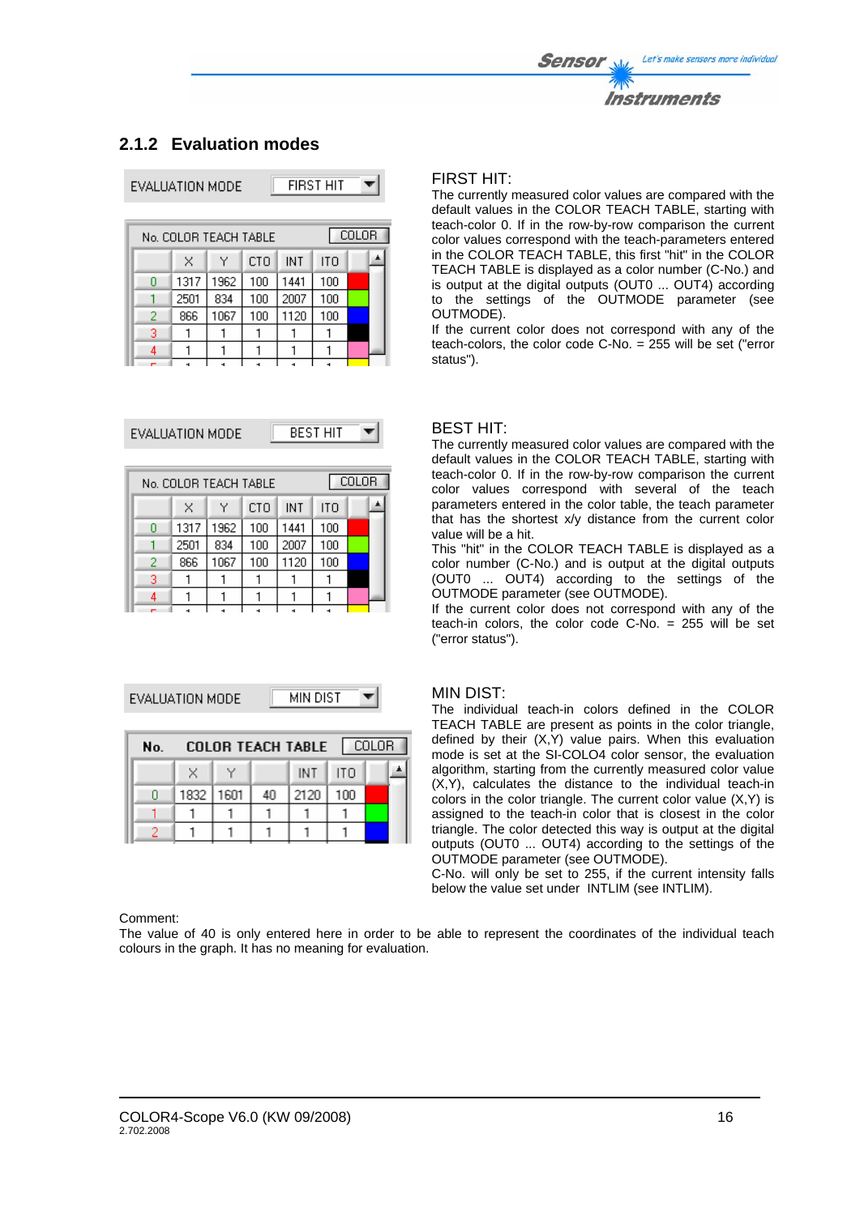### 2.1.2 Evaluation modes

EVALUATION MODE: FIRST HIT

| No. | X | Y | CTO | INT | ITO | COLOR |
|---|---|---|---|---|---|---|
| 0 | 1317 | 1962 | 100 | 1441 | 100 | |
| 1 | 2501 | 834 | 100 | 2007 | 100 | |
| 2 | 866 | 1067 | 100 | 1120 | 100 | |
| 3 | 1 | 1 | 1 | 1 | 1 | |
| 4 | 1 | 1 | 1 | 1 | 1 | |

**FIRST HIT:**

The currently measured color values are compared with the default values in the COLOR TEACH TABLE, starting with teach-color 0. If in the row-by-row comparison the current color values correspond with the teach-parameters entered in the COLOR TEACH TABLE, this first "hit" in the COLOR TEACH TABLE is displayed as a color number (C-No.) and is output at the digital outputs (OUT0 ... OUT4) according to the settings of the OUTMODE parameter (see OUTMODE).

If the current color does not correspond with any of the teach-colors, the color code C-No. = 255 will be set ("error status").

EVALUATION MODE: BEST HIT

| No. | X | Y | CTO | INT | ITO | COLOR |
|---|---|---|---|---|---|---|
| 0 | 1317 | 1962 | 100 | 1441 | 100 | |
| 1 | 2501 | 834 | 100 | 2007 | 100 | |
| 2 | 866 | 1067 | 100 | 1120 | 100 | |
| 3 | 1 | 1 | 1 | 1 | 1 | |
| 4 | 1 | 1 | 1 | 1 | 1 | |

**BEST HIT:**

The currently measured color values are compared with the default values in the COLOR TEACH TABLE, starting with teach-color 0. If in the row-by-row comparison the current color values correspond with several of the teach parameters entered in the color table, the teach parameter that has the shortest x/y distance from the current color value will be a hit.

This "hit" in the COLOR TEACH TABLE is displayed as a color number (C-No.) and is output at the digital outputs (OUT0 ... OUT4) according to the settings of the OUTMODE parameter (see OUTMODE).

If the current color does not correspond with any of the teach-in colors, the color code C-No. = 255 will be set ("error status").

EVALUATION MODE: MIN DIST

| No. | X | Y | | INT | ITO | COLOR |
|---|---|---|---|---|---|---|
| 0 | 1832 | 1601 | 40 | 2120 | 100 | |
| 1 | 1 | 1 | 1 | 1 | 1 | |
| 2 | 1 | 1 | 1 | 1 | 1 | |

**MIN DIST:**

The individual teach-in colors defined in the COLOR TEACH TABLE are present as points in the color triangle, defined by their (X,Y) value pairs. When this evaluation mode is set at the SI-COLO4 color sensor, the evaluation algorithm, starting from the currently measured color value (X,Y), calculates the distance to the individual teach-in colors in the color triangle. The current color value (X,Y) is assigned to the teach-in color that is closest in the color triangle. The color detected this way is output at the digital outputs (OUT0 ... OUT4) according to the settings of the OUTMODE parameter (see OUTMODE).

C-No. will only be set to 255, if the current intensity falls below the value set under INTLIM (see INTLIM).

Comment:
The value of 40 is only entered here in order to be able to represent the coordinates of the individual teach colours in the graph. It has no meaning for evaluation.

COLOR4-Scope V6.0 (KW 09/2008)
2.702.2008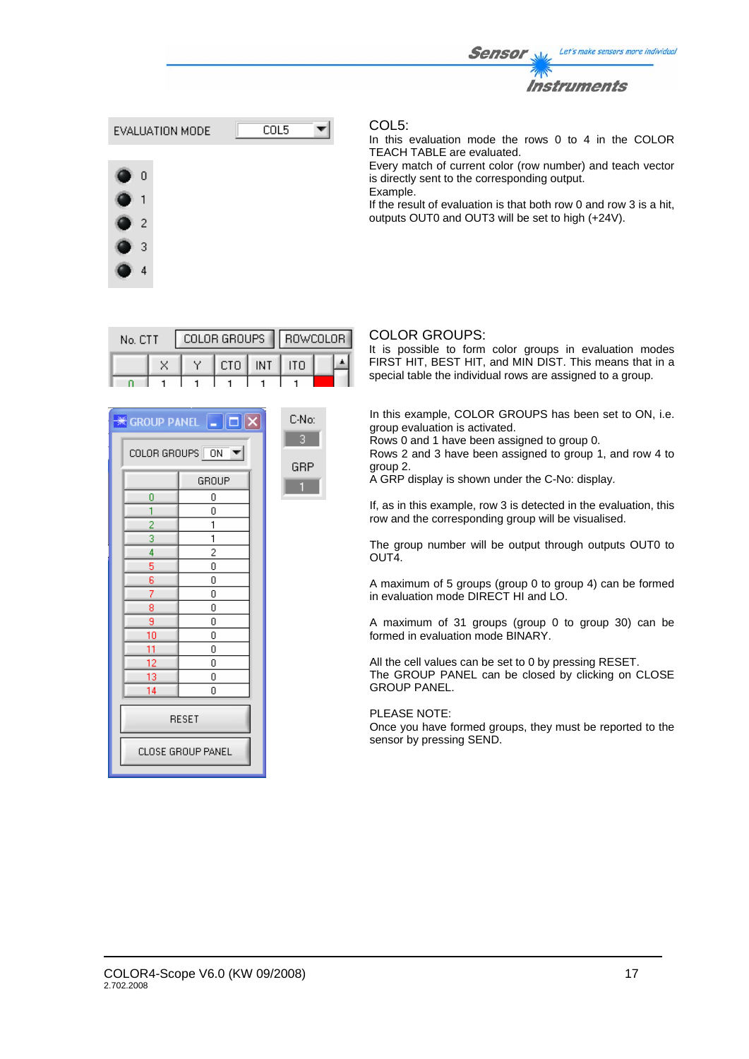EVALUATION MODE COL5

0
1
2
3
4

COL5:
In this evaluation mode the rows 0 to 4 in the COLOR TEACH TABLE are evaluated.
Every match of current color (row number) and teach vector is directly sent to the corresponding output.
Example.
If the result of evaluation is that both row 0 and row 3 is a hit, outputs OUT0 and OUT3 will be set to high (+24V).

| No. CTT | COLOR GROUPS | | | | ROWCOLOR |
|---|---|---|---|---|---|
| | X | Y | CTO | INT | ITO |
| 0 | 1 | 1 | 1 | 1 | 1 |

COLOR GROUPS:
It is possible to form color groups in evaluation modes FIRST HIT, BEST HIT, and MIN DIST. This means that in a special table the individual rows are assigned to a group.

GROUP PANEL

COLOR GROUPS ON

| | GROUP |
|---|---|
| 0 | 0 |
| 1 | 0 |
| 2 | 1 |
| 3 | 1 |
| 4 | 2 |
| 5 | 0 |
| 6 | 0 |
| 7 | 0 |
| 8 | 0 |
| 9 | 0 |
| 10 | 0 |
| 11 | 0 |
| 12 | 0 |
| 13 | 0 |
| 14 | 0 |

RESET

CLOSE GROUP PANEL

C-No: 3

GRP 1

In this example, COLOR GROUPS has been set to ON, i.e. group evaluation is activated.
Rows 0 and 1 have been assigned to group 0.
Rows 2 and 3 have been assigned to group 1, and row 4 to group 2.
A GRP display is shown under the C-No: display.

If, as in this example, row 3 is detected in the evaluation, this row and the corresponding group will be visualised.

The group number will be output through outputs OUT0 to OUT4.

A maximum of 5 groups (group 0 to group 4) can be formed in evaluation mode DIRECT HI and LO.

A maximum of 31 groups (group 0 to group 30) can be formed in evaluation mode BINARY.

All the cell values can be set to 0 by pressing RESET.
The GROUP PANEL can be closed by clicking on CLOSE GROUP PANEL.

PLEASE NOTE:
Once you have formed groups, they must be reported to the sensor by pressing SEND.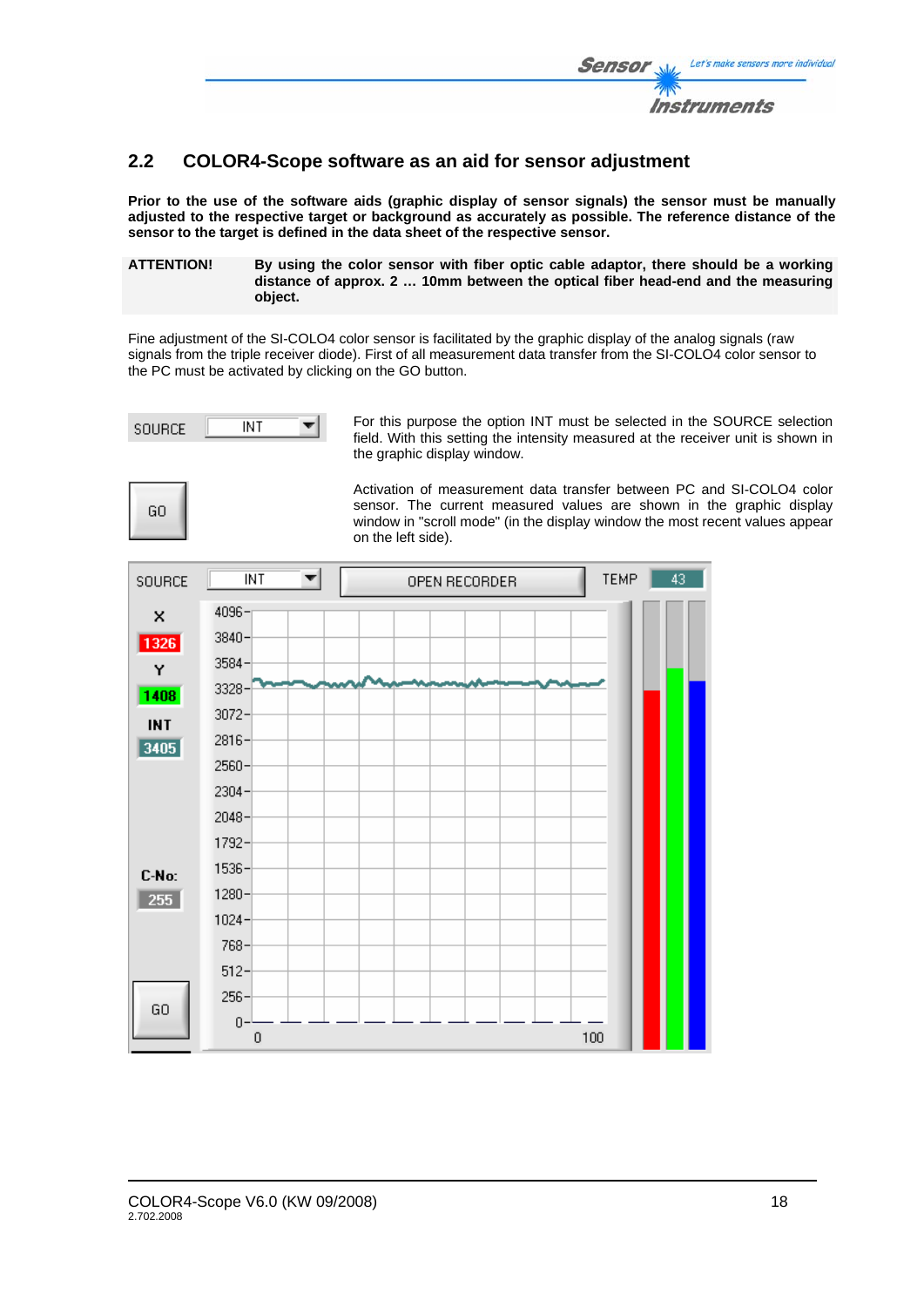## 2.2 COLOR4-Scope software as an aid for sensor adjustment

**Prior to the use of the software aids (graphic display of sensor signals) the sensor must be manually adjusted to the respective target or background as accurately as possible. The reference distance of the sensor to the target is defined in the data sheet of the respective sensor.**

**ATTENTION!** **By using the color sensor with fiber optic cable adaptor, there should be a working distance of approx. 2 … 10mm between the optical fiber head-end and the measuring object.**

Fine adjustment of the SI-COLO4 color sensor is facilitated by the graphic display of the analog signals (raw signals from the triple receiver diode). First of all measurement data transfer from the SI-COLO4 color sensor to the PC must be activated by clicking on the GO button.

SOURCE INT

For this purpose the option INT must be selected in the SOURCE selection field. With this setting the intensity measured at the receiver unit is shown in the graphic display window.

GO

Activation of measurement data transfer between PC and SI-COLO4 color sensor. The current measured values are shown in the graphic display window in "scroll mode" (in the display window the most recent values appear on the left side).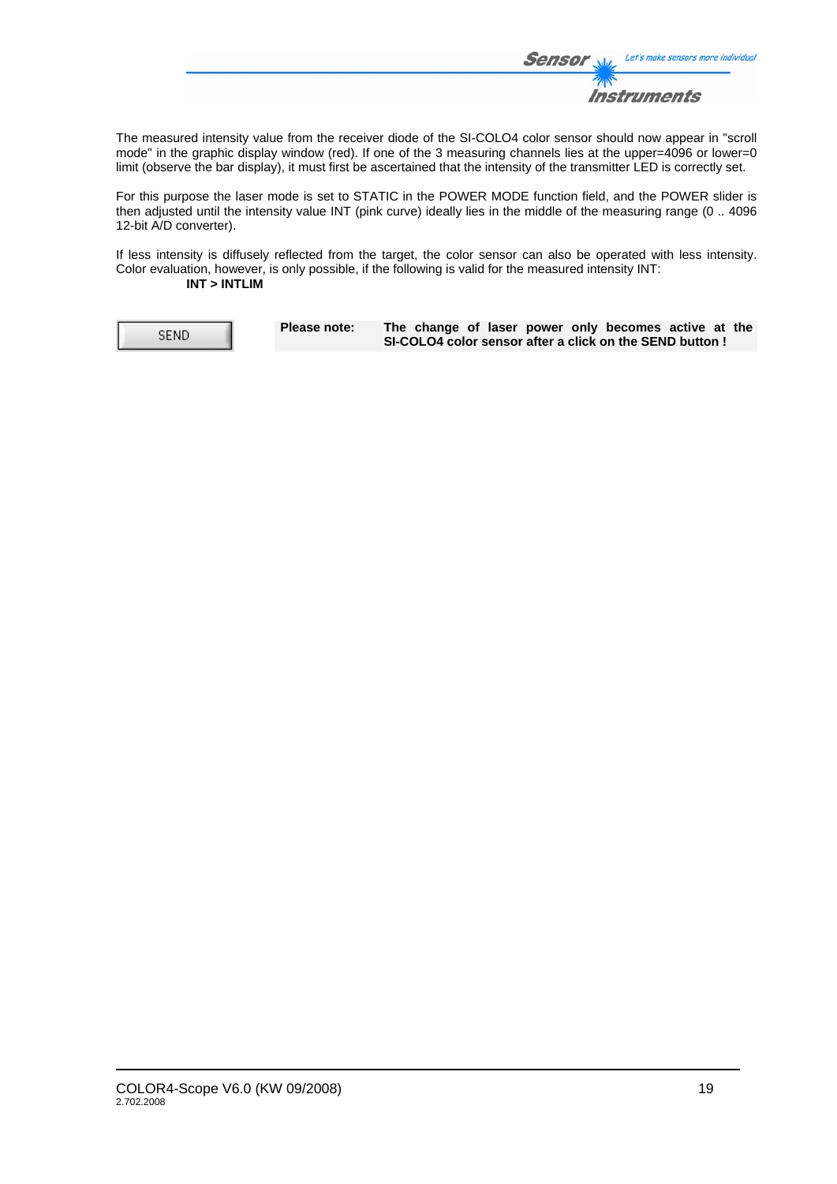The measured intensity value from the receiver diode of the SI-COLO4 color sensor should now appear in "scroll mode" in the graphic display window (red). If one of the 3 measuring channels lies at the upper=4096 or lower=0 limit (observe the bar display), it must first be ascertained that the intensity of the transmitter LED is correctly set.

For this purpose the laser mode is set to STATIC in the POWER MODE function field, and the POWER slider is then adjusted until the intensity value INT (pink curve) ideally lies in the middle of the measuring range (0 .. 4096 12-bit A/D converter).

If less intensity is diffusely reflected from the target, the color sensor can also be operated with less intensity. Color evaluation, however, is only possible, if the following is valid for the measured intensity INT:

**INT > INTLIM**

SEND

**Please note:** **The change of laser power only becomes active at the SI-COLO4 color sensor after a click on the SEND button !**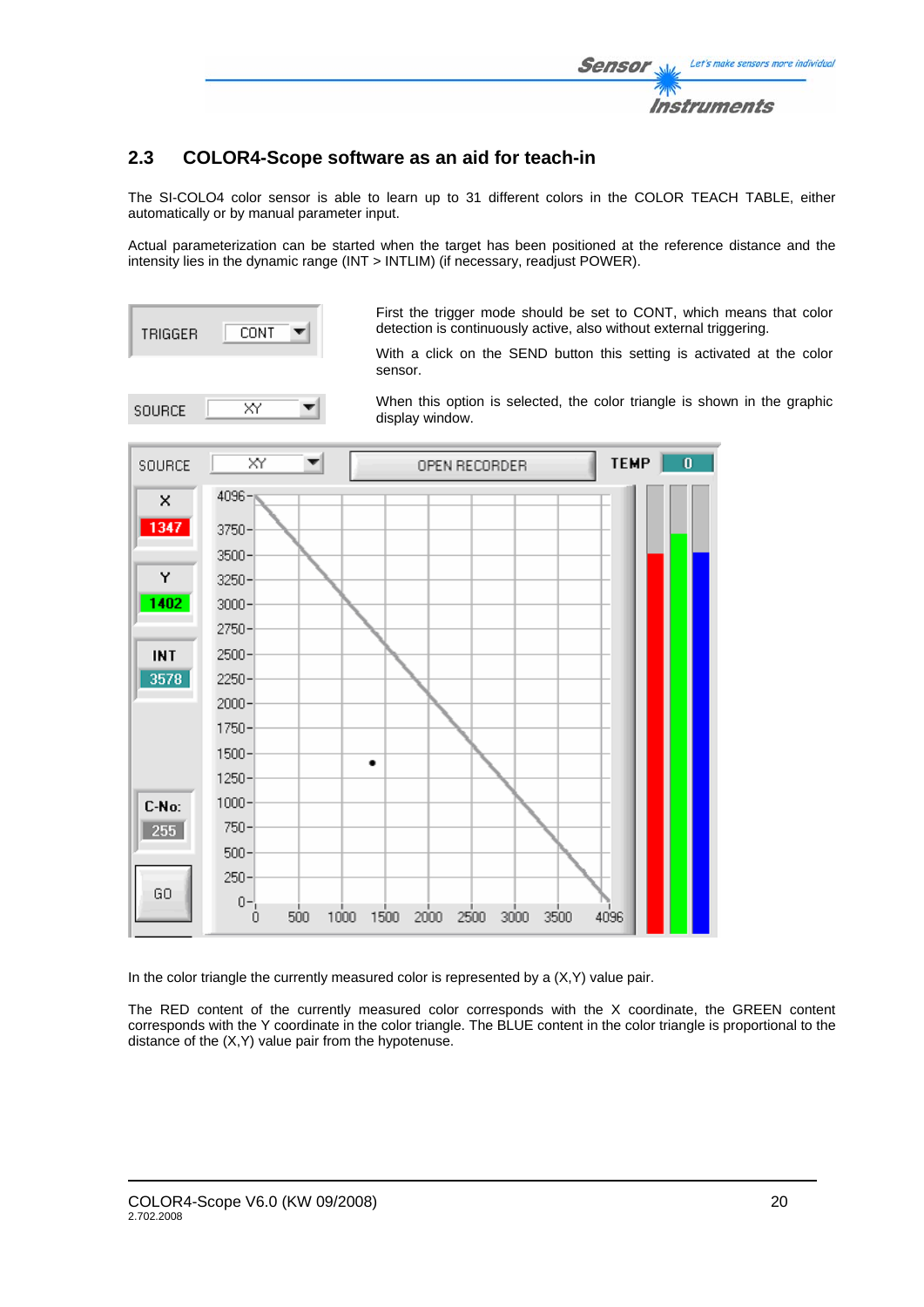## 2.3 COLOR4-Scope software as an aid for teach-in

The SI-COLO4 color sensor is able to learn up to 31 different colors in the COLOR TEACH TABLE, either automatically or by manual parameter input.

Actual parameterization can be started when the target has been positioned at the reference distance and the intensity lies in the dynamic range (INT > INTLIM) (if necessary, readjust POWER).

First the trigger mode should be set to CONT, which means that color detection is continuously active, also without external triggering.

With a click on the SEND button this setting is activated at the color sensor.

When this option is selected, the color triangle is shown in the graphic display window.

In the color triangle the currently measured color is represented by a (X,Y) value pair.

The RED content of the currently measured color corresponds with the X coordinate, the GREEN content corresponds with the Y coordinate in the color triangle. The BLUE content in the color triangle is proportional to the distance of the (X,Y) value pair from the hypotenuse.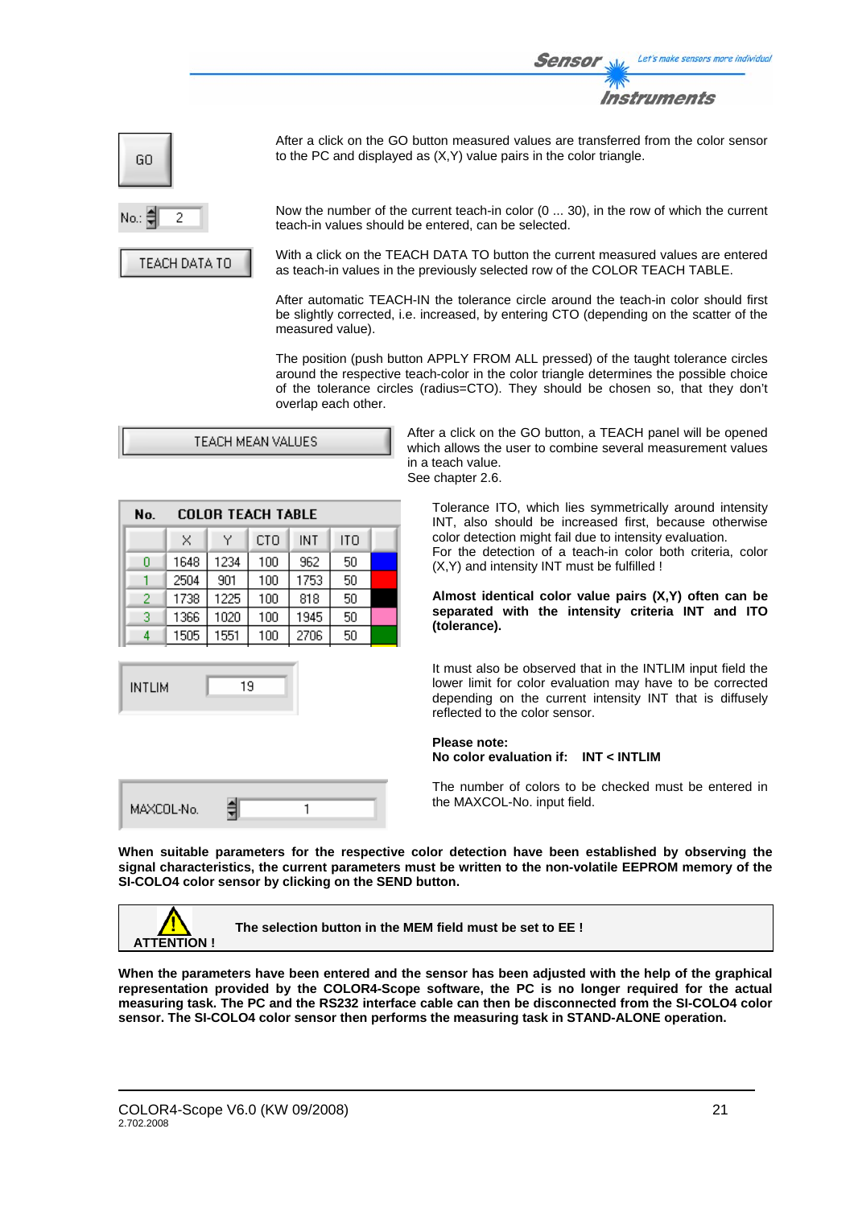GO

After a click on the GO button measured values are transferred from the color sensor to the PC and displayed as (X,Y) value pairs in the color triangle.

No.: 2

Now the number of the current teach-in color (0 ... 30), in the row of which the current teach-in values should be entered, can be selected.

TEACH DATA TO

With a click on the TEACH DATA TO button the current measured values are entered as teach-in values in the previously selected row of the COLOR TEACH TABLE.

After automatic TEACH-IN the tolerance circle around the teach-in color should first be slightly corrected, i.e. increased, by entering CTO (depending on the scatter of the measured value).

The position (push button APPLY FROM ALL pressed) of the taught tolerance circles around the respective teach-color in the color triangle determines the possible choice of the tolerance circles (radius=CTO). They should be chosen so, that they don't overlap each other.

TEACH MEAN VALUES

After a click on the GO button, a TEACH panel will be opened which allows the user to combine several measurement values in a teach value.
See chapter 2.6.

| No. | X | Y | CTO | INT | ITO | |
|---|---|---|---|---|---|---|
| 0 | 1648 | 1234 | 100 | 962 | 50 | blue |
| 1 | 2504 | 901 | 100 | 1753 | 50 | red |
| 2 | 1738 | 1225 | 100 | 818 | 50 | black |
| 3 | 1366 | 1020 | 100 | 1945 | 50 | pink |
| 4 | 1505 | 1551 | 100 | 2706 | 50 | green |

COLOR TEACH TABLE

Tolerance ITO, which lies symmetrically around intensity INT, also should be increased first, because otherwise color detection might fail due to intensity evaluation.
For the detection of a teach-in color both criteria, color (X,Y) and intensity INT must be fulfilled !

**Almost identical color value pairs (X,Y) often can be separated with the intensity criteria INT and ITO (tolerance).**

INTLIM 19

It must also be observed that in the INTLIM input field the lower limit for color evaluation may have to be corrected depending on the current intensity INT that is diffusely reflected to the color sensor.

**Please note:**
**No color evaluation if: INT < INTLIM**

MAXCOL-No. 1

The number of colors to be checked must be entered in the MAXCOL-No. input field.

**When suitable parameters for the respective color detection have been established by observing the signal characteristics, the current parameters must be written to the non-volatile EEPROM memory of the SI-COLO4 color sensor by clicking on the SEND button.**

| ATTENTION ! | **The selection button in the MEM field must be set to EE !** |
|---|---|

**When the parameters have been entered and the sensor has been adjusted with the help of the graphical representation provided by the COLOR4-Scope software, the PC is no longer required for the actual measuring task. The PC and the RS232 interface cable can then be disconnected from the SI-COLO4 color sensor. The SI-COLO4 color sensor then performs the measuring task in STAND-ALONE operation.**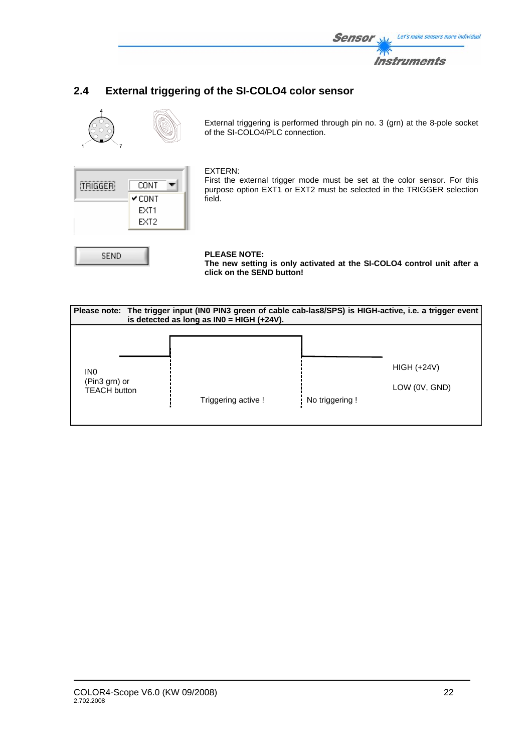## 2.4 External triggering of the SI-COLO4 color sensor

External triggering is performed through pin no. 3 (grn) at the 8-pole socket of the SI-COLO4/PLC connection.

EXTERN:
First the external trigger mode must be set at the color sensor. For this purpose option EXT1 or EXT2 must be selected in the TRIGGER selection field.

**PLEASE NOTE:**
**The new setting is only activated at the SI-COLO4 control unit after a click on the SEND button!**

**Please note: The trigger input (IN0 PIN3 green of cable cab-las8/SPS) is HIGH-active, i.e. a trigger event is detected as long as IN0 = HIGH (+24V).**

IN0
(Pin3 grn) or
TEACH button

Triggering active !

No triggering !

HIGH (+24V)

LOW (0V, GND)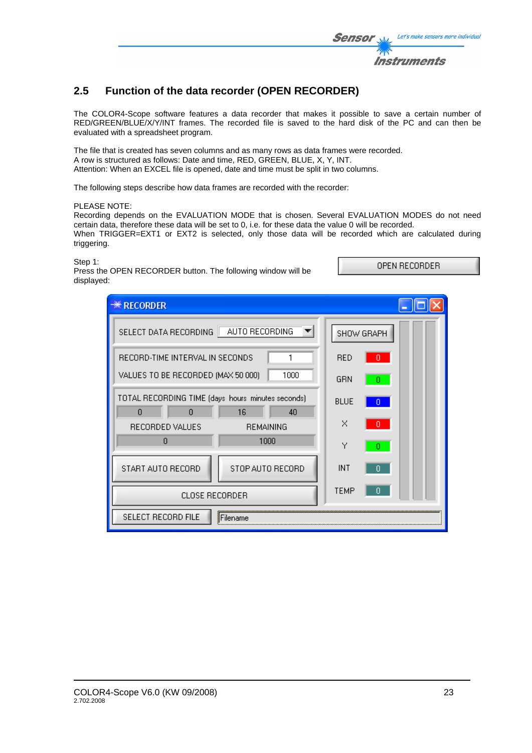## 2.5 Function of the data recorder (OPEN RECORDER)

The COLOR4-Scope software features a data recorder that makes it possible to save a certain number of RED/GREEN/BLUE/X/Y/INT frames. The recorded file is saved to the hard disk of the PC and can then be evaluated with a spreadsheet program.

The file that is created has seven columns and as many rows as data frames were recorded.
A row is structured as follows: Date and time, RED, GREEN, BLUE, X, Y, INT.
Attention: When an EXCEL file is opened, date and time must be split in two columns.

The following steps describe how data frames are recorded with the recorder:

PLEASE NOTE:
Recording depends on the EVALUATION MODE that is chosen. Several EVALUATION MODES do not need certain data, therefore these data will be set to 0, i.e. for these data the value 0 will be recorded.
When TRIGGER=EXT1 or EXT2 is selected, only those data will be recorded which are calculated during triggering.

Step 1:
Press the OPEN RECORDER button. The following window will be displayed:

OPEN RECORDER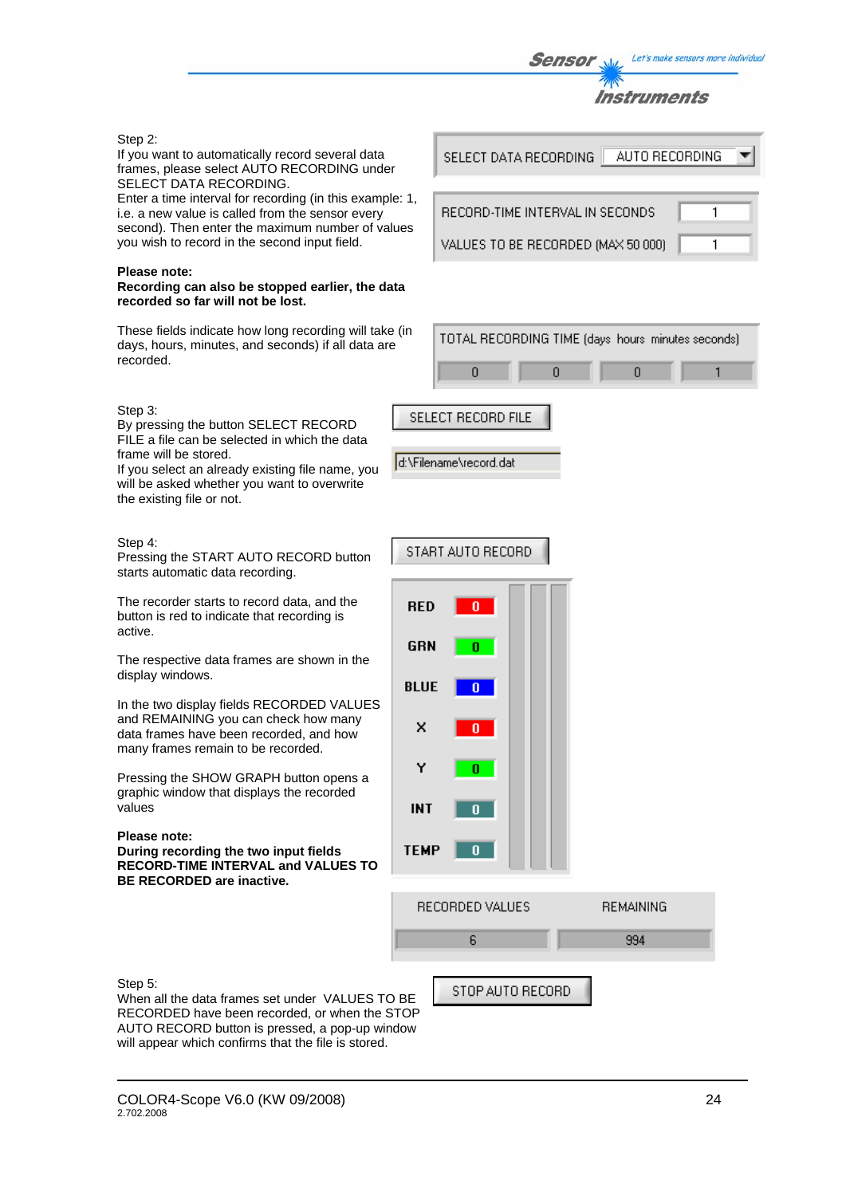Step 2:
If you want to automatically record several data frames, please select AUTO RECORDING under SELECT DATA RECORDING.
Enter a time interval for recording (in this example: 1, i.e. a new value is called from the sensor every second). Then enter the maximum number of values you wish to record in the second input field.

SELECT DATA RECORDING AUTO RECORDING

RECORD-TIME INTERVAL IN SECONDS 1

VALUES TO BE RECORDED (MAX 50 000) 1

**Please note:**
**Recording can also be stopped earlier, the data recorded so far will not be lost.**

These fields indicate how long recording will take (in days, hours, minutes, and seconds) if all data are recorded.

TOTAL RECORDING TIME (days hours minutes seconds)

| 0 | 0 | 0 | 1 |
|---|---|---|---|

Step 3:
By pressing the button SELECT RECORD FILE a file can be selected in which the data frame will be stored.
If you select an already existing file name, you will be asked whether you want to overwrite the existing file or not.

SELECT RECORD FILE

d:\Filename\record.dat

Step 4:
Pressing the START AUTO RECORD button starts automatic data recording.

START AUTO RECORD

The recorder starts to record data, and the button is red to indicate that recording is active.

The respective data frames are shown in the display windows.

| RED | 0 |
|---|---|
| GRN | 0 |
| BLUE | 0 |
| X | 0 |
| Y | 0 |
| INT | 0 |
| TEMP | 0 |

In the two display fields RECORDED VALUES and REMAINING you can check how many data frames have been recorded, and how many frames remain to be recorded.

Pressing the SHOW GRAPH button opens a graphic window that displays the recorded values

**Please note:**
**During recording the two input fields RECORD-TIME INTERVAL and VALUES TO BE RECORDED are inactive.**

| RECORDED VALUES | REMAINING |
|---|---|
| 6 | 994 |

Step 5:
When all the data frames set under VALUES TO BE RECORDED have been recorded, or when the STOP AUTO RECORD button is pressed, a pop-up window will appear which confirms that the file is stored.

STOP AUTO RECORD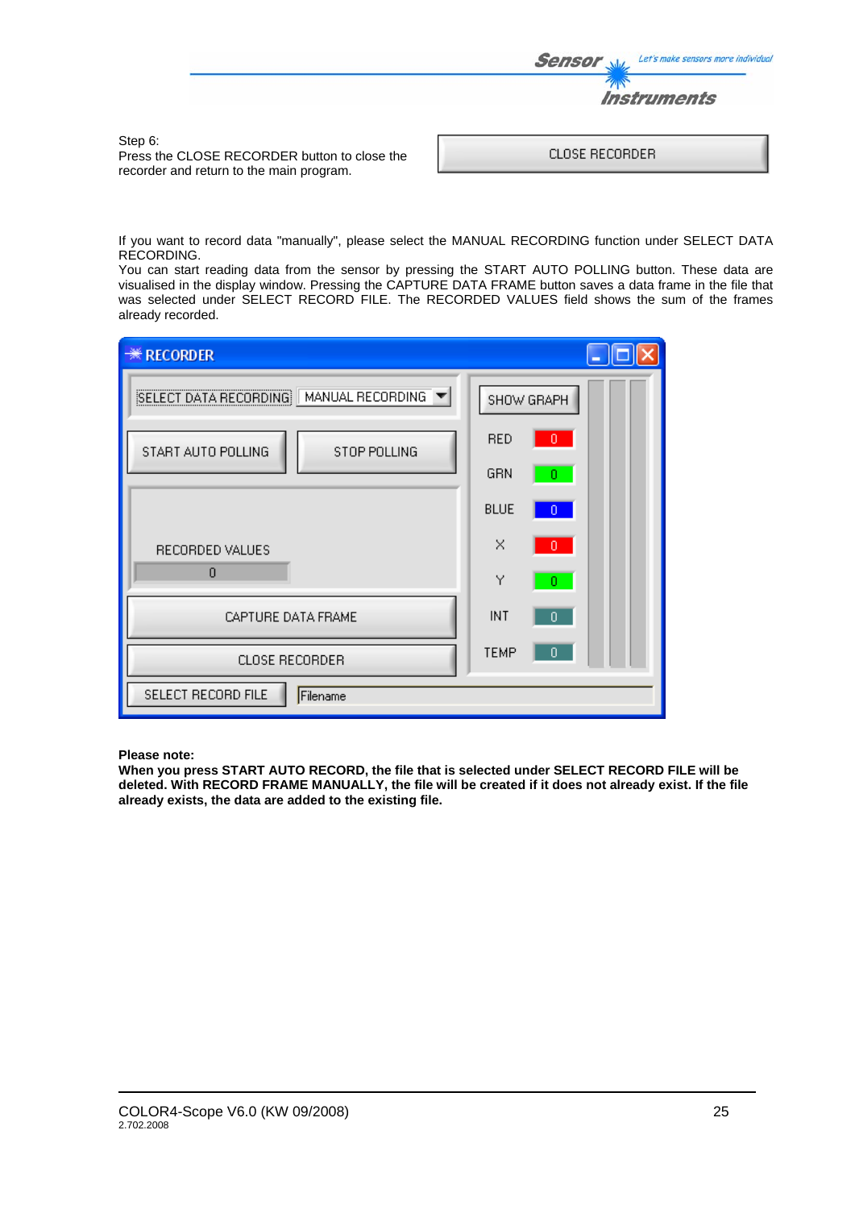Step 6:
Press the CLOSE RECORDER button to close the recorder and return to the main program.

CLOSE RECORDER

If you want to record data "manually", please select the MANUAL RECORDING function under SELECT DATA RECORDING.
You can start reading data from the sensor by pressing the START AUTO POLLING button. These data are visualised in the display window. Pressing the CAPTURE DATA FRAME button saves a data frame in the file that was selected under SELECT RECORD FILE. The RECORDED VALUES field shows the sum of the frames already recorded.

RECORDER

SELECT DATA RECORDING | MANUAL RECORDING

START AUTO POLLING | STOP POLLING

RECORDED VALUES 0

CAPTURE DATA FRAME

CLOSE RECORDER

SELECT RECORD FILE | Filename

SHOW GRAPH

RED 0
GRN 0
BLUE 0
X 0
Y 0
INT 0
TEMP 0

**Please note:**
**When you press START AUTO RECORD, the file that is selected under SELECT RECORD FILE will be deleted. With RECORD FRAME MANUALLY, the file will be created if it does not already exist. If the file already exists, the data are added to the existing file.**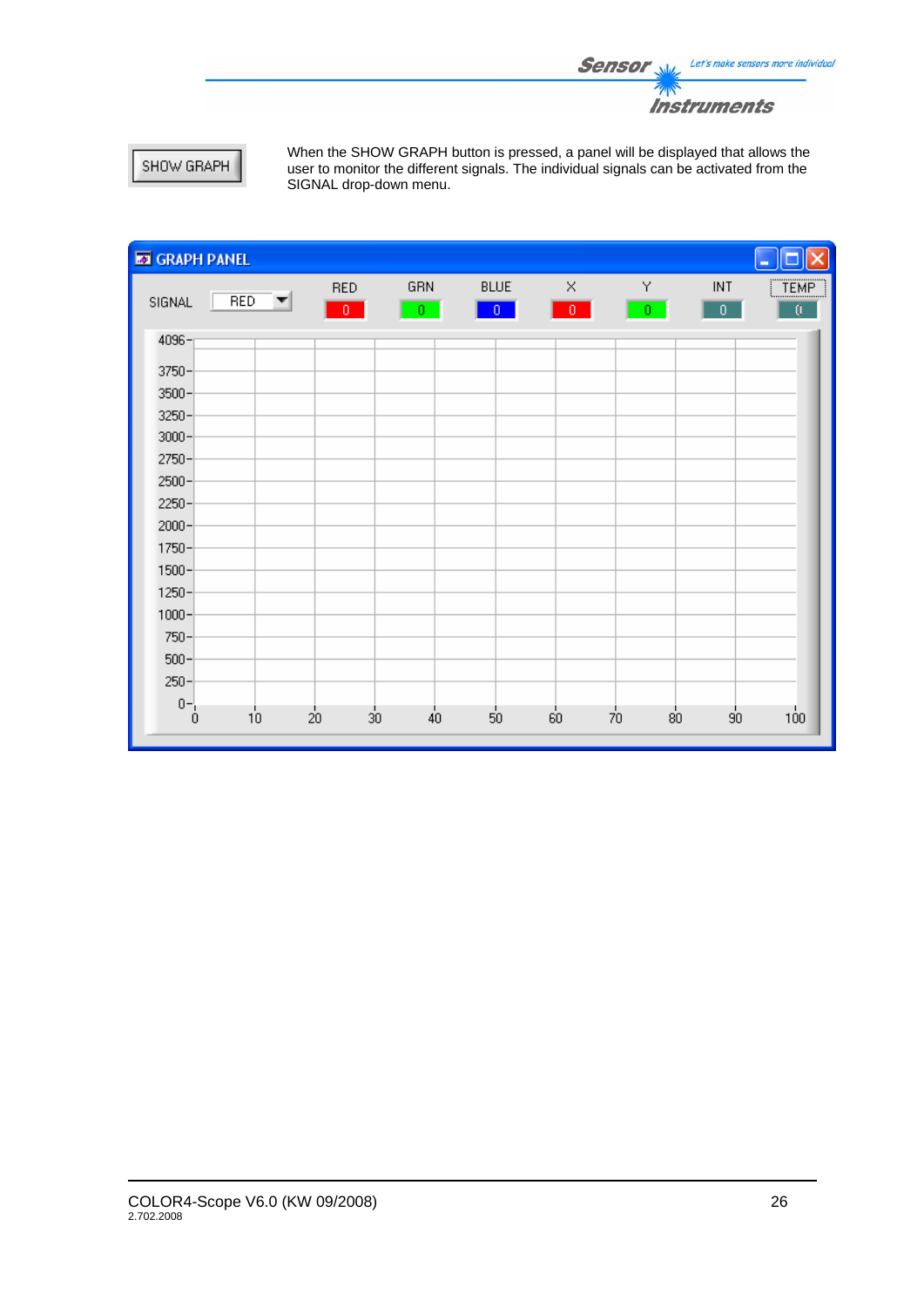SHOW GRAPH

When the SHOW GRAPH button is pressed, a panel will be displayed that allows the user to monitor the different signals. The individual signals can be activated from the SIGNAL drop-down menu.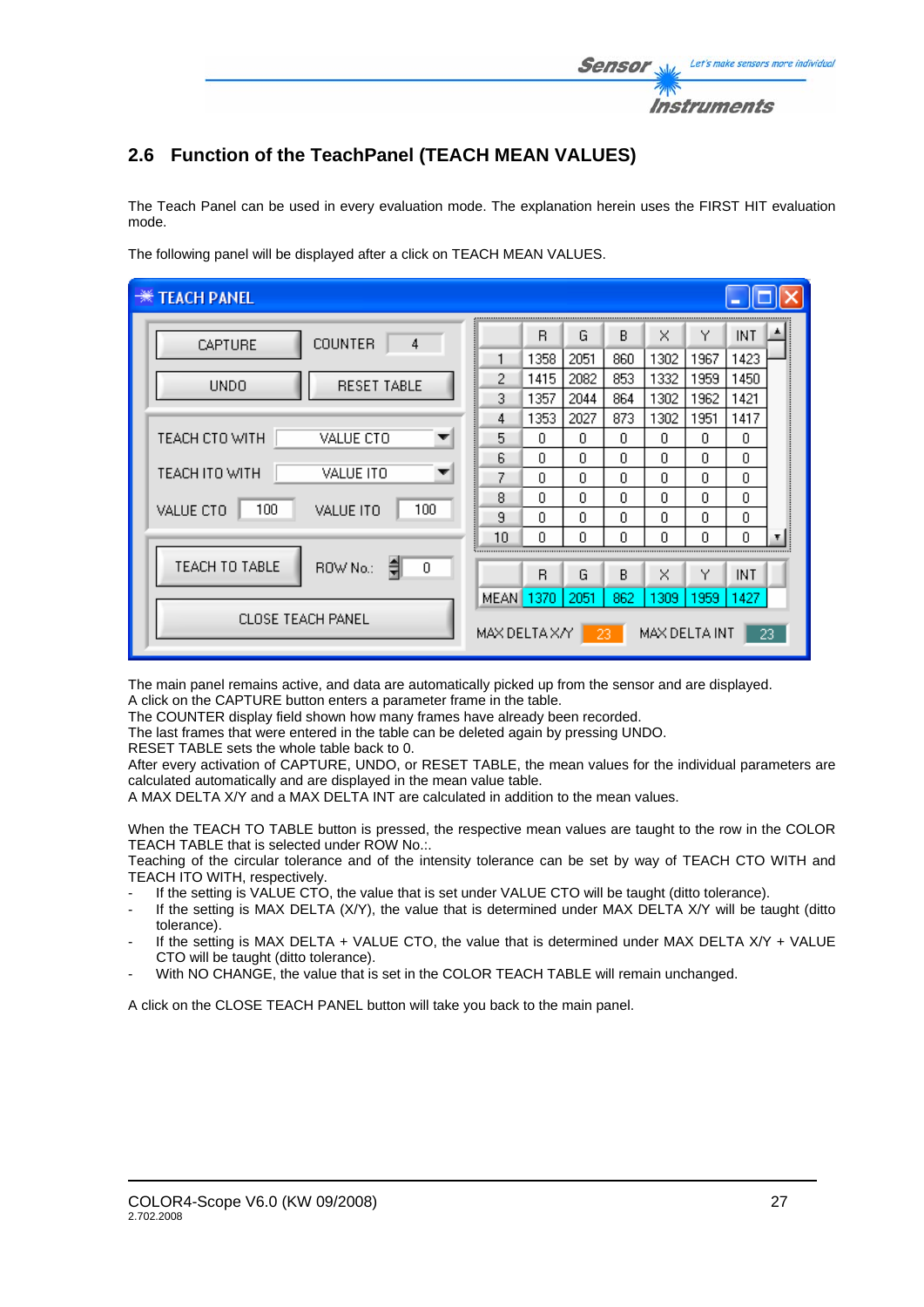## 2.6 Function of the TeachPanel (TEACH MEAN VALUES)

The Teach Panel can be used in every evaluation mode. The explanation herein uses the FIRST HIT evaluation mode.

The following panel will be displayed after a click on TEACH MEAN VALUES.

The main panel remains active, and data are automatically picked up from the sensor and are displayed.
A click on the CAPTURE button enters a parameter frame in the table.
The COUNTER display field shown how many frames have already been recorded.
The last frames that were entered in the table can be deleted again by pressing UNDO.
RESET TABLE sets the whole table back to 0.
After every activation of CAPTURE, UNDO, or RESET TABLE, the mean values for the individual parameters are calculated automatically and are displayed in the mean value table.
A MAX DELTA X/Y and a MAX DELTA INT are calculated in addition to the mean values.

When the TEACH TO TABLE button is pressed, the respective mean values are taught to the row in the COLOR TEACH TABLE that is selected under ROW No.:.
Teaching of the circular tolerance and of the intensity tolerance can be set by way of TEACH CTO WITH and TEACH ITO WITH, respectively.

- If the setting is VALUE CTO, the value that is set under VALUE CTO will be taught (ditto tolerance).
- If the setting is MAX DELTA (X/Y), the value that is determined under MAX DELTA X/Y will be taught (ditto tolerance).
- If the setting is MAX DELTA + VALUE CTO, the value that is determined under MAX DELTA X/Y + VALUE CTO will be taught (ditto tolerance).
- With NO CHANGE, the value that is set in the COLOR TEACH TABLE will remain unchanged.

A click on the CLOSE TEACH PANEL button will take you back to the main panel.

COLOR4-Scope V6.0 (KW 09/2008)
2.702.2008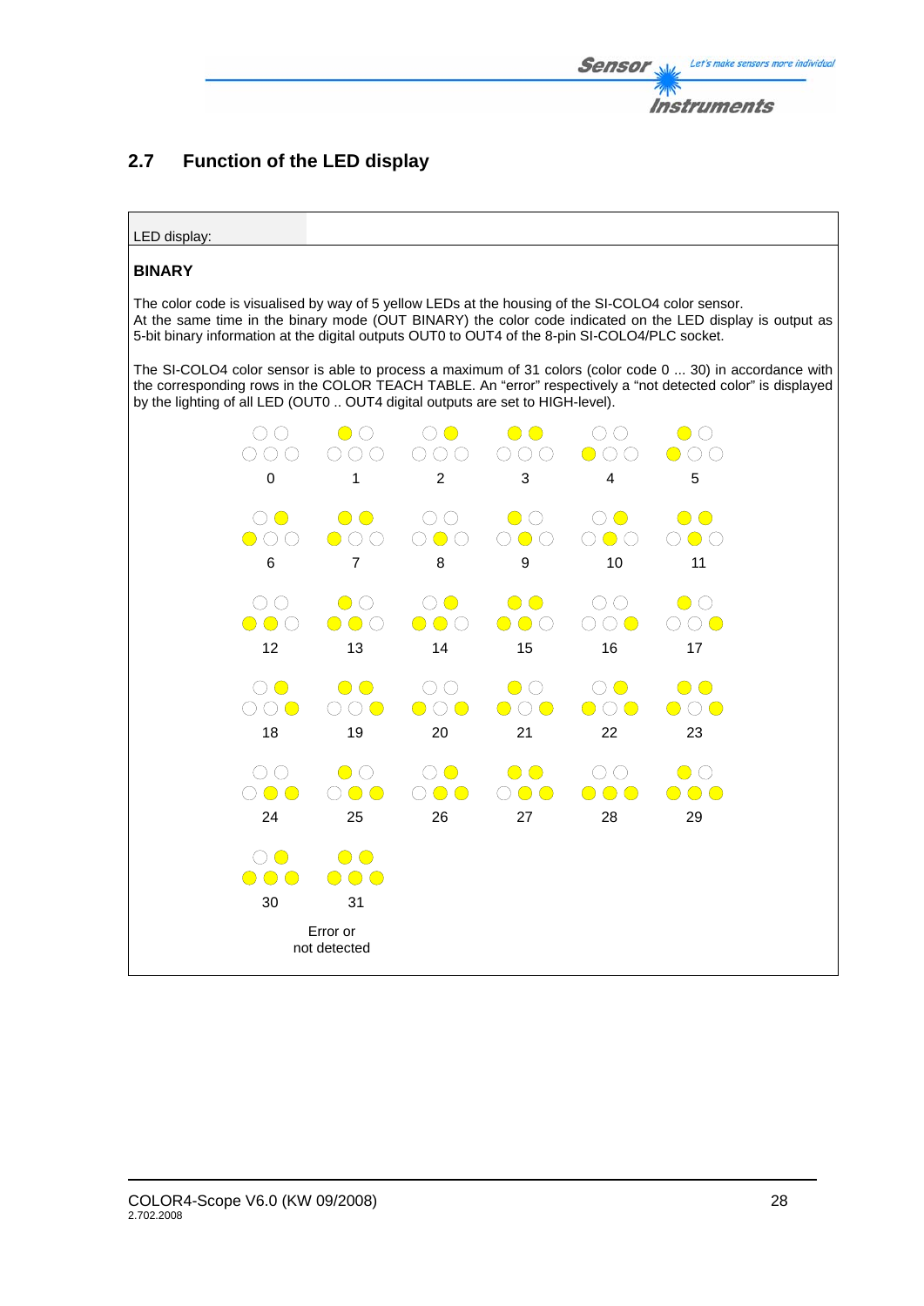## 2.7 Function of the LED display

LED display:

**BINARY**

The color code is visualised by way of 5 yellow LEDs at the housing of the SI-COLO4 color sensor. At the same time in the binary mode (OUT BINARY) the color code indicated on the LED display is output as 5-bit binary information at the digital outputs OUT0 to OUT4 of the 8-pin SI-COLO4/PLC socket.

The SI-COLO4 color sensor is able to process a maximum of 31 colors (color code 0 ... 30) in accordance with the corresponding rows in the COLOR TEACH TABLE. An "error" respectively a "not detected color" is displayed by the lighting of all LED (OUT0 .. OUT4 digital outputs are set to HIGH-level).

0 1 2 3 4 5

6 7 8 9 10 11

12 13 14 15 16 17

18 19 20 21 22 23

24 25 26 27 28 29

30 31

Error or
not detected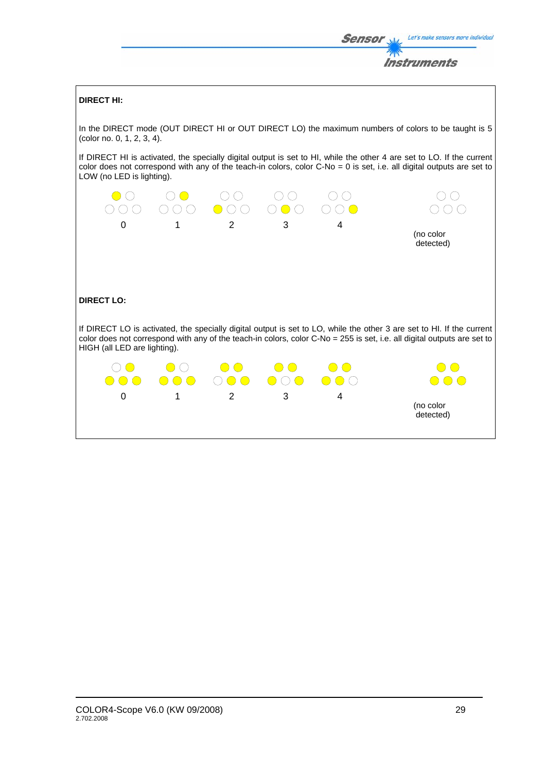**DIRECT HI:**

In the DIRECT mode (OUT DIRECT HI or OUT DIRECT LO) the maximum numbers of colors to be taught is 5 (color no. 0, 1, 2, 3, 4).

If DIRECT HI is activated, the specially digital output is set to HI, while the other 4 are set to LO. If the current color does not correspond with any of the teach-in colors, color C-No = 0 is set, i.e. all digital outputs are set to LOW (no LED is lighting).

0 &nbsp;&nbsp;&nbsp; 1 &nbsp;&nbsp;&nbsp; 2 &nbsp;&nbsp;&nbsp; 3 &nbsp;&nbsp;&nbsp; 4 &nbsp;&nbsp;&nbsp; (no color detected)

**DIRECT LO:**

If DIRECT LO is activated, the specially digital output is set to LO, while the other 3 are set to HI. If the current color does not correspond with any of the teach-in colors, color C-No = 255 is set, i.e. all digital outputs are set to HIGH (all LED are lighting).

0 &nbsp;&nbsp;&nbsp; 1 &nbsp;&nbsp;&nbsp; 2 &nbsp;&nbsp;&nbsp; 3 &nbsp;&nbsp;&nbsp; 4 &nbsp;&nbsp;&nbsp; (no color detected)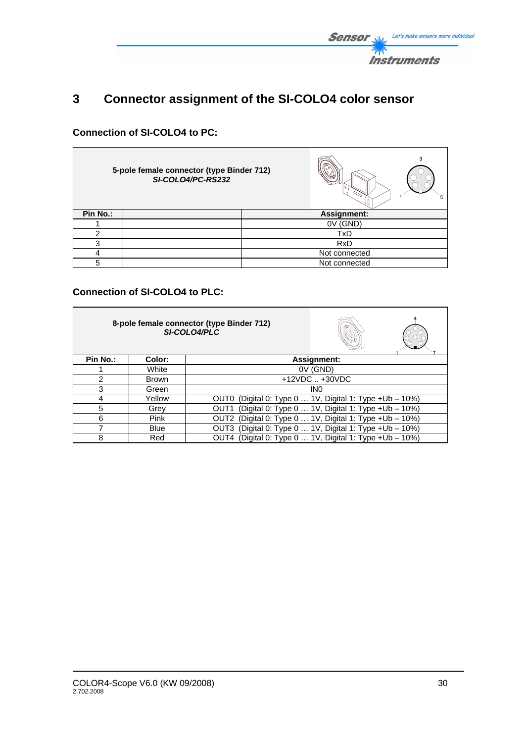# 3 Connector assignment of the SI-COLO4 color sensor

### Connection of SI-COLO4 to PC:

| 5-pole female connector (type Binder 712) *SI-COLO4/PC-RS232* | | |
|---|---|---|
| **Pin No.:** | | **Assignment:** |
| 1 | | 0V (GND) |
| 2 | | TxD |
| 3 | | RxD |
| 4 | | Not connected |
| 5 | | Not connected |

### Connection of SI-COLO4 to PLC:

| 8-pole female connector (type Binder 712) *SI-COLO4/PLC* | | |
|---|---|---|
| **Pin No.:** | **Color:** | **Assignment:** |
| 1 | White | 0V (GND) |
| 2 | Brown | +12VDC .. +30VDC |
| 3 | Green | IN0 |
| 4 | Yellow | OUT0 (Digital 0: Type 0 … 1V, Digital 1: Type +Ub – 10%) |
| 5 | Grey | OUT1 (Digital 0: Type 0 … 1V, Digital 1: Type +Ub – 10%) |
| 6 | Pink | OUT2 (Digital 0: Type 0 … 1V, Digital 1: Type +Ub – 10%) |
| 7 | Blue | OUT3 (Digital 0: Type 0 … 1V, Digital 1: Type +Ub – 10%) |
| 8 | Red | OUT4 (Digital 0: Type 0 … 1V, Digital 1: Type +Ub – 10%) |

COLOR4-Scope V6.0 (KW 09/2008)
2.702.2008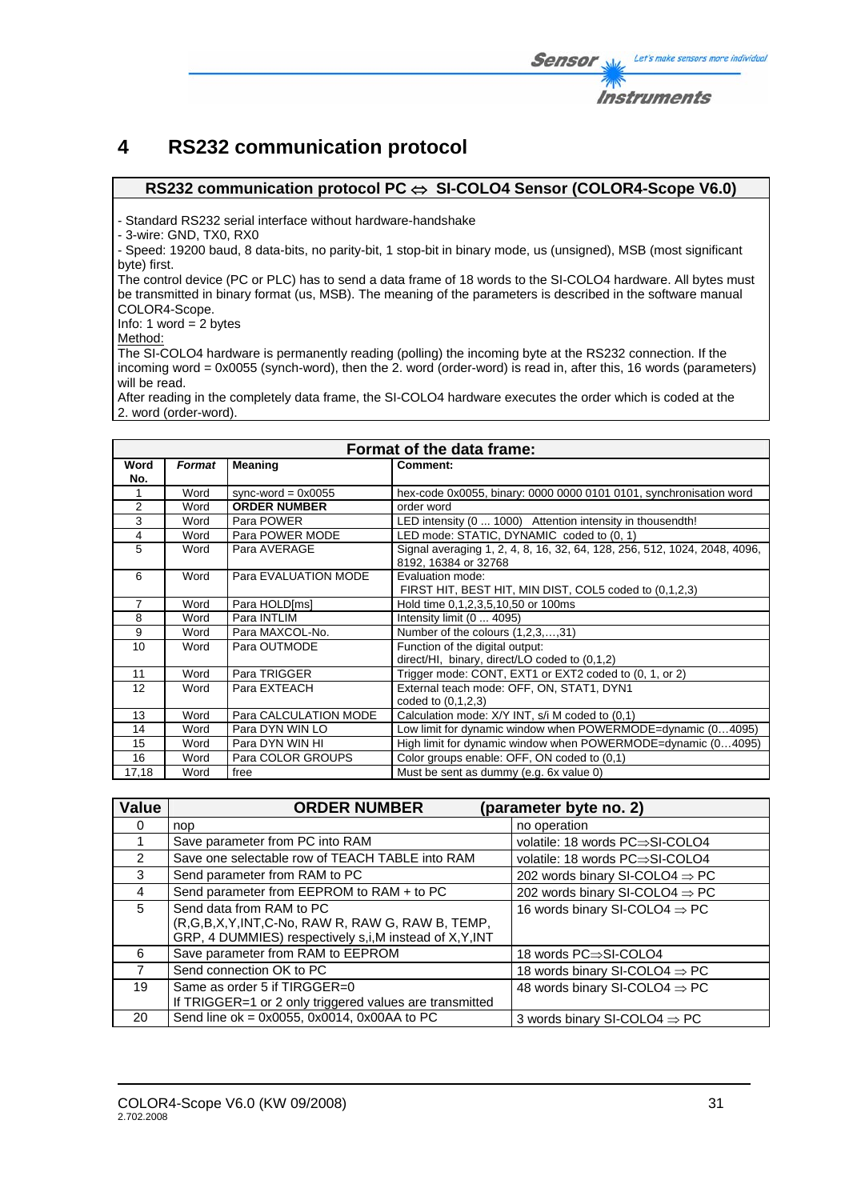# 4 RS232 communication protocol

**RS232 communication protocol PC ⇔ SI-COLO4 Sensor (COLOR4-Scope V6.0)**

- Standard RS232 serial interface without hardware-handshake
- 3-wire: GND, TX0, RX0
- Speed: 19200 baud, 8 data-bits, no parity-bit, 1 stop-bit in binary mode, us (unsigned), MSB (most significant byte) first.

The control device (PC or PLC) has to send a data frame of 18 words to the SI-COLO4 hardware. All bytes must be transmitted in binary format (us, MSB). The meaning of the parameters is described in the software manual COLOR4-Scope.

Info: 1 word = 2 bytes

Method:

The SI-COLO4 hardware is permanently reading (polling) the incoming byte at the RS232 connection. If the incoming word = 0x0055 (synch-word), then the 2. word (order-word) is read in, after this, 16 words (parameters) will be read.

After reading in the completely data frame, the SI-COLO4 hardware executes the order which is coded at the 2. word (order-word).

**Format of the data frame:**

| Word No. | *Format* | Meaning | Comment: |
|---|---|---|---|
| 1 | Word | sync-word = 0x0055 | hex-code 0x0055, binary: 0000 0000 0101 0101, synchronisation word |
| 2 | Word | **ORDER NUMBER** | order word |
| 3 | Word | Para POWER | LED intensity (0 ... 1000) Attention intensity in thousendth! |
| 4 | Word | Para POWER MODE | LED mode: STATIC, DYNAMIC coded to (0, 1) |
| 5 | Word | Para AVERAGE | Signal averaging 1, 2, 4, 8, 16, 32, 64, 128, 256, 512, 1024, 2048, 4096, 8192, 16384 or 32768 |
| 6 | Word | Para EVALUATION MODE | Evaluation mode: FIRST HIT, BEST HIT, MIN DIST, COL5 coded to (0,1,2,3) |
| 7 | Word | Para HOLD[ms] | Hold time 0,1,2,3,5,10,50 or 100ms |
| 8 | Word | Para INTLIM | Intensity limit (0 ... 4095) |
| 9 | Word | Para MAXCOL-No. | Number of the colours (1,2,3,…,31) |
| 10 | Word | Para OUTMODE | Function of the digital output: direct/HI, binary, direct/LO coded to (0,1,2) |
| 11 | Word | Para TRIGGER | Trigger mode: CONT, EXT1 or EXT2 coded to (0, 1, or 2) |
| 12 | Word | Para EXTEACH | External teach mode: OFF, ON, STAT1, DYN1 coded to (0,1,2,3) |
| 13 | Word | Para CALCULATION MODE | Calculation mode: X/Y INT, s/i M coded to (0,1) |
| 14 | Word | Para DYN WIN LO | Low limit for dynamic window when POWERMODE=dynamic (0…4095) |
| 15 | Word | Para DYN WIN HI | High limit for dynamic window when POWERMODE=dynamic (0…4095) |
| 16 | Word | Para COLOR GROUPS | Color groups enable: OFF, ON coded to (0,1) |
| 17,18 | Word | free | Must be sent as dummy (e.g. 6x value 0) |

| Value | ORDER NUMBER | (parameter byte no. 2) |
|---|---|---|
| 0 | nop | no operation |
| 1 | Save parameter from PC into RAM | volatile: 18 words PC⇒SI-COLO4 |
| 2 | Save one selectable row of TEACH TABLE into RAM | volatile: 18 words PC⇒SI-COLO4 |
| 3 | Send parameter from RAM to PC | 202 words binary SI-COLO4 ⇒ PC |
| 4 | Send parameter from EEPROM to RAM + to PC | 202 words binary SI-COLO4 ⇒ PC |
| 5 | Send data from RAM to PC (R,G,B,X,Y,INT,C-No, RAW R, RAW G, RAW B, TEMP, GRP, 4 DUMMIES) respectively s,i,M instead of X,Y,INT | 16 words binary SI-COLO4 ⇒ PC |
| 6 | Save parameter from RAM to EEPROM | 18 words PC⇒SI-COLO4 |
| 7 | Send connection OK to PC | 18 words binary SI-COLO4 ⇒ PC |
| 19 | Same as order 5 if TIRGGER=0 If TRIGGER=1 or 2 only triggered values are transmitted | 48 words binary SI-COLO4 ⇒ PC |
| 20 | Send line ok = 0x0055, 0x0014, 0x00AA to PC | 3 words binary SI-COLO4 ⇒ PC |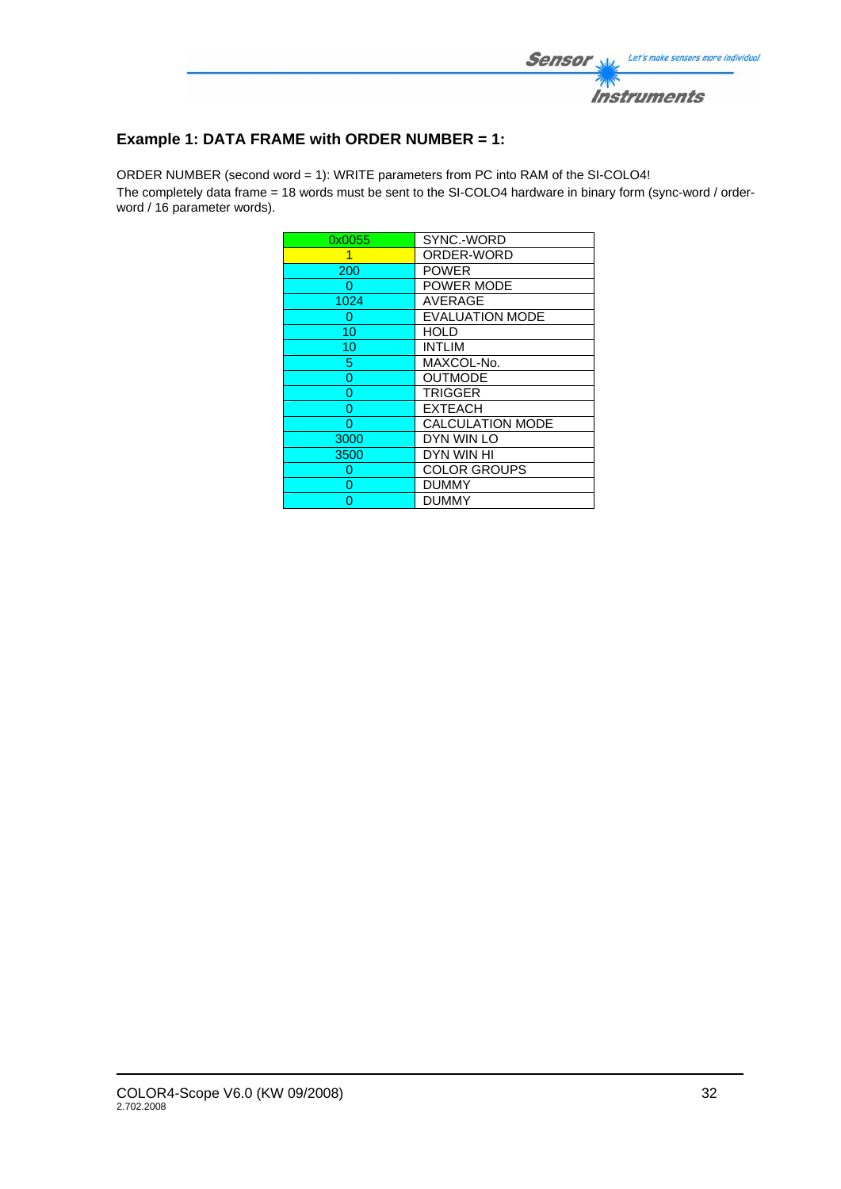### Example 1: DATA FRAME with ORDER NUMBER = 1:

ORDER NUMBER (second word = 1): WRITE parameters from PC into RAM of the SI-COLO4!
The completely data frame = 18 words must be sent to the SI-COLO4 hardware in binary form (sync-word / order-word / 16 parameter words).

| Value | Word |
|---|---|
| 0x0055 | SYNC.-WORD |
| 1 | ORDER-WORD |
| 200 | POWER |
| 0 | POWER MODE |
| 1024 | AVERAGE |
| 0 | EVALUATION MODE |
| 10 | HOLD |
| 10 | INTLIM |
| 5 | MAXCOL-No. |
| 0 | OUTMODE |
| 0 | TRIGGER |
| 0 | EXTEACH |
| 0 | CALCULATION MODE |
| 3000 | DYN WIN LO |
| 3500 | DYN WIN HI |
| 0 | COLOR GROUPS |
| 0 | DUMMY |
| 0 | DUMMY |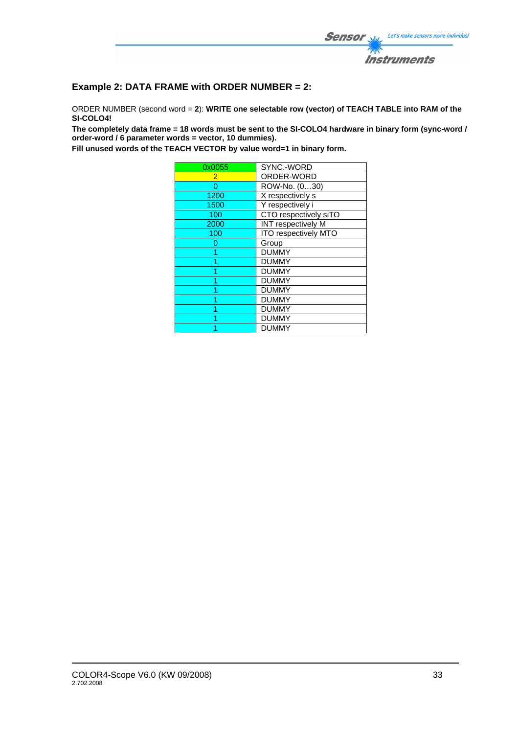### Example 2: DATA FRAME with ORDER NUMBER = 2:

ORDER NUMBER (second word = **2**): **WRITE one selectable row (vector) of TEACH TABLE into RAM of the SI-COLO4!**

**The completely data frame = 18 words must be sent to the SI-COLO4 hardware in binary form (sync-word / order-word / 6 parameter words = vector, 10 dummies).**

**Fill unused words of the TEACH VECTOR by value word=1 in binary form.**

| 0x0055 | SYNC.-WORD |
|---|---|
| 2 | ORDER-WORD |
| 0 | ROW-No. (0…30) |
| 1200 | X respectively s |
| 1500 | Y respectively i |
| 100 | CTO respectively siTO |
| 2000 | INT respectively M |
| 100 | ITO respectively MTO |
| 0 | Group |
| 1 | DUMMY |
| 1 | DUMMY |
| 1 | DUMMY |
| 1 | DUMMY |
| 1 | DUMMY |
| 1 | DUMMY |
| 1 | DUMMY |
| 1 | DUMMY |
| 1 | DUMMY |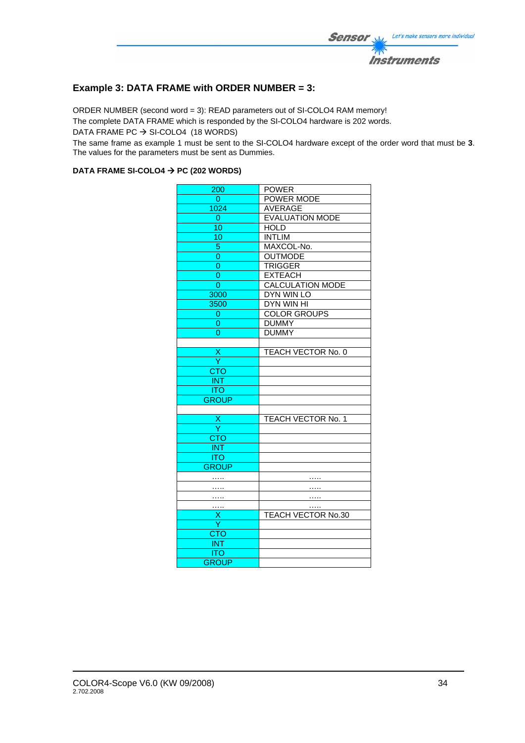### Example 3: DATA FRAME with ORDER NUMBER = 3:

ORDER NUMBER (second word = 3): READ parameters out of SI-COLO4 RAM memory!
The complete DATA FRAME which is responded by the SI-COLO4 hardware is 202 words.
DATA FRAME PC → SI-COLO4 (18 WORDS)
The same frame as example 1 must be sent to the SI-COLO4 hardware except of the order word that must be **3**. The values for the parameters must be sent as Dummies.

#### DATA FRAME SI-COLO4 → PC (202 WORDS)

| | |
|---|---|
| 200 | POWER |
| 0 | POWER MODE |
| 1024 | AVERAGE |
| 0 | EVALUATION MODE |
| 10 | HOLD |
| 10 | INTLIM |
| 5 | MAXCOL-No. |
| 0 | OUTMODE |
| 0 | TRIGGER |
| 0 | EXTEACH |
| 0 | CALCULATION MODE |
| 3000 | DYN WIN LO |
| 3500 | DYN WIN HI |
| 0 | COLOR GROUPS |
| 0 | DUMMY |
| 0 | DUMMY |
| | |
| X | TEACH VECTOR No. 0 |
| Y | |
| CTO | |
| INT | |
| ITO | |
| GROUP | |
| | |
| X | TEACH VECTOR No. 1 |
| Y | |
| CTO | |
| INT | |
| ITO | |
| GROUP | |
| ….. | ….. |
| ….. | ….. |
| ….. | ….. |
| ….. | ….. |
| X | TEACH VECTOR No.30 |
| Y | |
| CTO | |
| INT | |
| ITO | |
| GROUP | |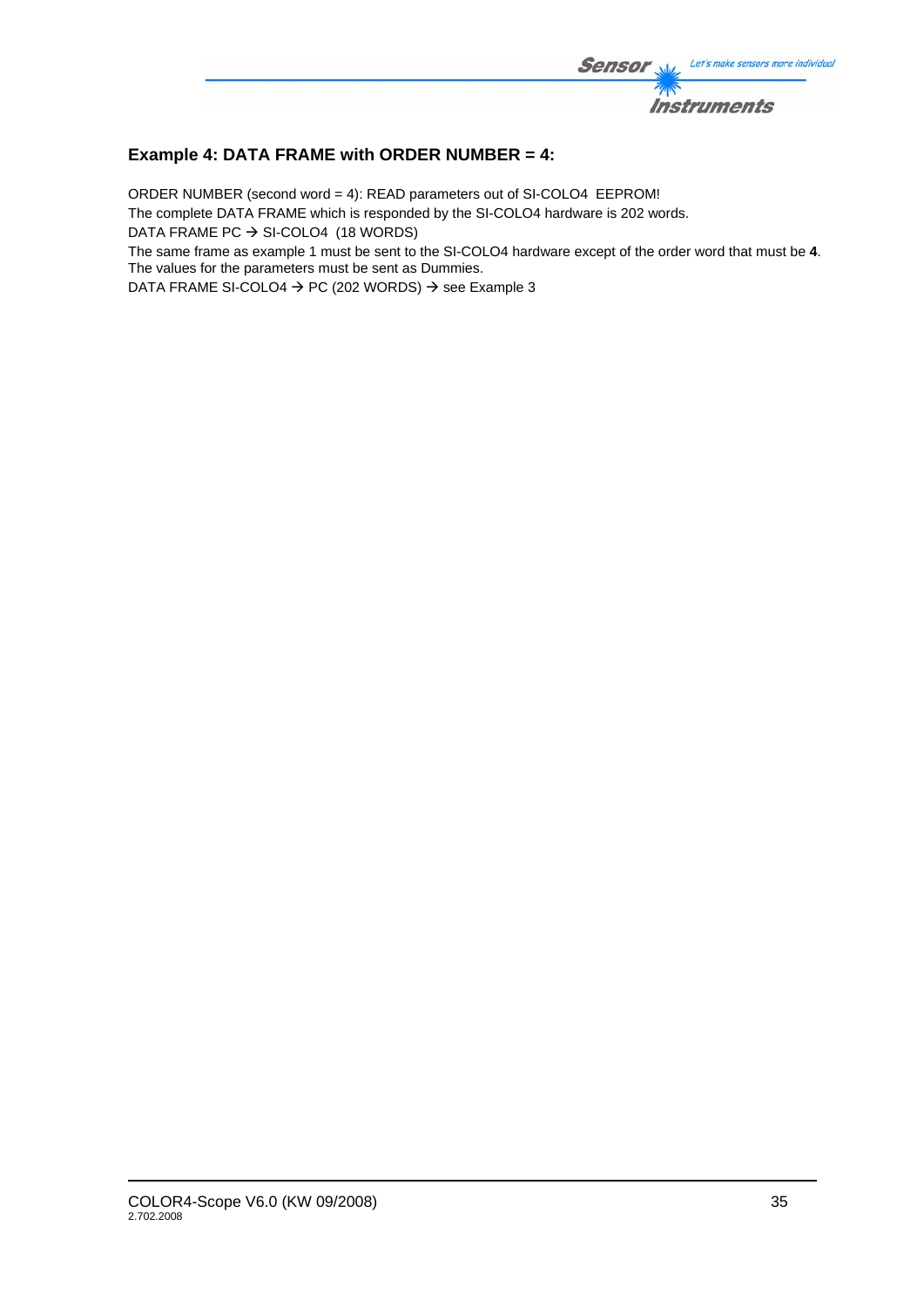### Example 4: DATA FRAME with ORDER NUMBER = 4:

ORDER NUMBER (second word = 4): READ parameters out of SI-COLO4 EEPROM!
The complete DATA FRAME which is responded by the SI-COLO4 hardware is 202 words.
DATA FRAME PC → SI-COLO4 (18 WORDS)
The same frame as example 1 must be sent to the SI-COLO4 hardware except of the order word that must be **4**.
The values for the parameters must be sent as Dummies.
DATA FRAME SI-COLO4 → PC (202 WORDS) → see Example 3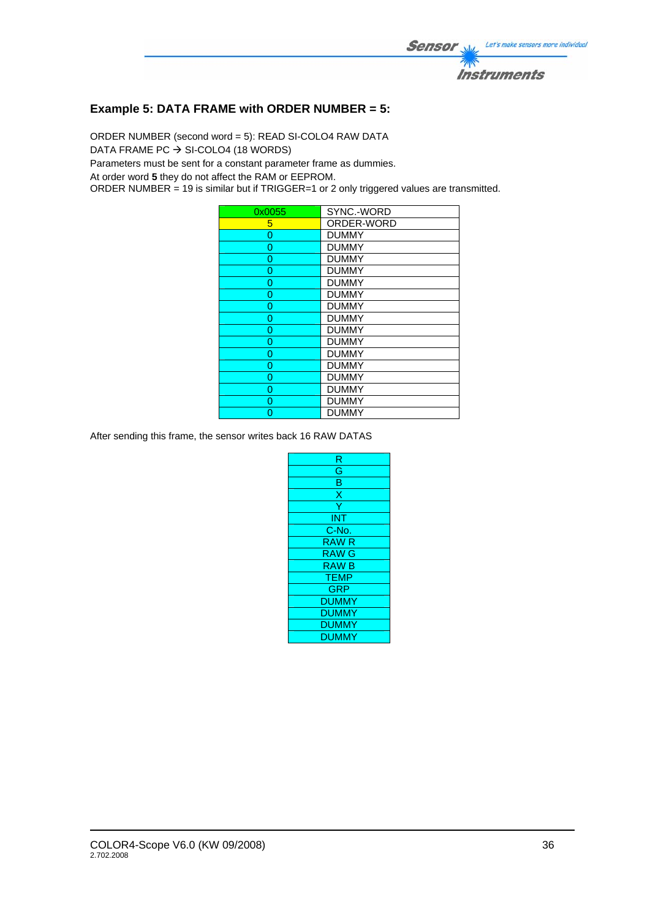### Example 5: DATA FRAME with ORDER NUMBER = 5:

ORDER NUMBER (second word = 5): READ SI-COLO4 RAW DATA
DATA FRAME PC → SI-COLO4 (18 WORDS)
Parameters must be sent for a constant parameter frame as dummies.
At order word **5** they do not affect the RAM or EEPROM.
ORDER NUMBER = 19 is similar but if TRIGGER=1 or 2 only triggered values are transmitted.

| 0x0055 | SYNC.-WORD |
|---|---|
| 5 | ORDER-WORD |
| 0 | DUMMY |
| 0 | DUMMY |
| 0 | DUMMY |
| 0 | DUMMY |
| 0 | DUMMY |
| 0 | DUMMY |
| 0 | DUMMY |
| 0 | DUMMY |
| 0 | DUMMY |
| 0 | DUMMY |
| 0 | DUMMY |
| 0 | DUMMY |
| 0 | DUMMY |
| 0 | DUMMY |
| 0 | DUMMY |
| 0 | DUMMY |

After sending this frame, the sensor writes back 16 RAW DATAS

| R |
|---|
| G |
| B |
| X |
| Y |
| INT |
| C-No. |
| RAW R |
| RAW G |
| RAW B |
| TEMP |
| GRP |
| DUMMY |
| DUMMY |
| DUMMY |
| DUMMY |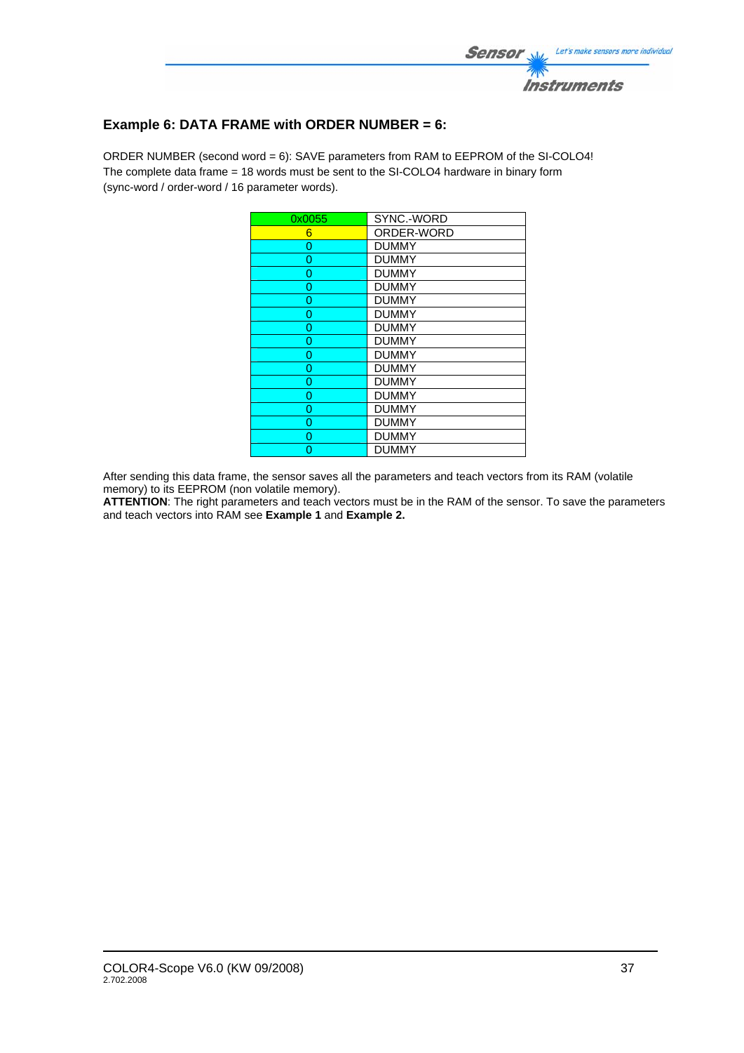## Example 6: DATA FRAME with ORDER NUMBER = 6:

ORDER NUMBER (second word = 6): SAVE parameters from RAM to EEPROM of the SI-COLO4!
The complete data frame = 18 words must be sent to the SI-COLO4 hardware in binary form (sync-word / order-word / 16 parameter words).

| | |
|---|---|
| 0x0055 | SYNC.-WORD |
| 6 | ORDER-WORD |
| 0 | DUMMY |
| 0 | DUMMY |
| 0 | DUMMY |
| 0 | DUMMY |
| 0 | DUMMY |
| 0 | DUMMY |
| 0 | DUMMY |
| 0 | DUMMY |
| 0 | DUMMY |
| 0 | DUMMY |
| 0 | DUMMY |
| 0 | DUMMY |
| 0 | DUMMY |
| 0 | DUMMY |
| 0 | DUMMY |
| 0 | DUMMY |

After sending this data frame, the sensor saves all the parameters and teach vectors from its RAM (volatile memory) to its EEPROM (non volatile memory).
**ATTENTION**: The right parameters and teach vectors must be in the RAM of the sensor. To save the parameters and teach vectors into RAM see **Example 1** and **Example 2.**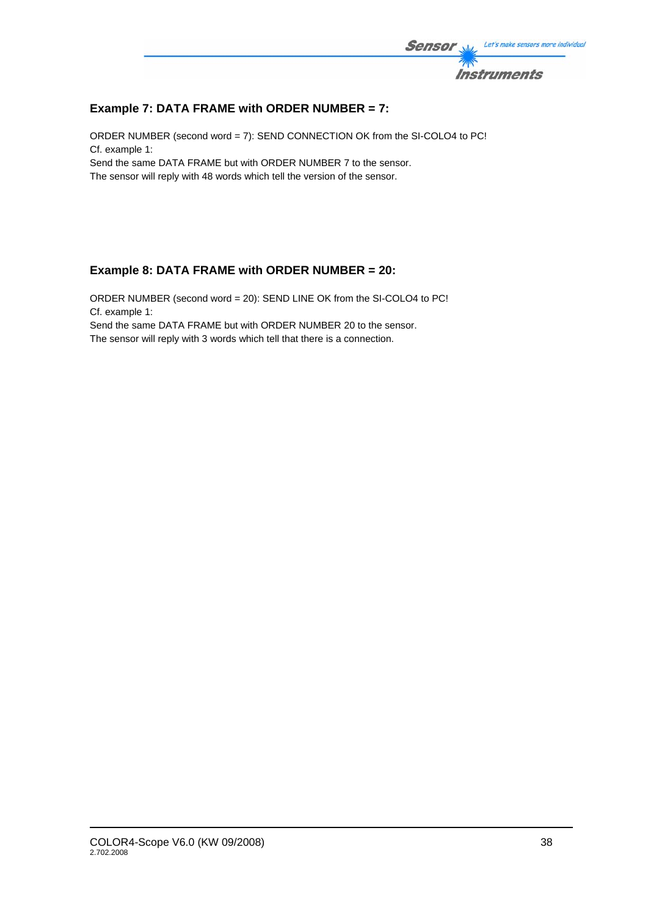### Example 7: DATA FRAME with ORDER NUMBER = 7:

ORDER NUMBER (second word = 7): SEND CONNECTION OK from the SI-COLO4 to PC!
Cf. example 1:
Send the same DATA FRAME but with ORDER NUMBER 7 to the sensor.
The sensor will reply with 48 words which tell the version of the sensor.

### Example 8: DATA FRAME with ORDER NUMBER = 20:

ORDER NUMBER (second word = 20): SEND LINE OK from the SI-COLO4 to PC!
Cf. example 1:
Send the same DATA FRAME but with ORDER NUMBER 20 to the sensor.
The sensor will reply with 3 words which tell that there is a connection.